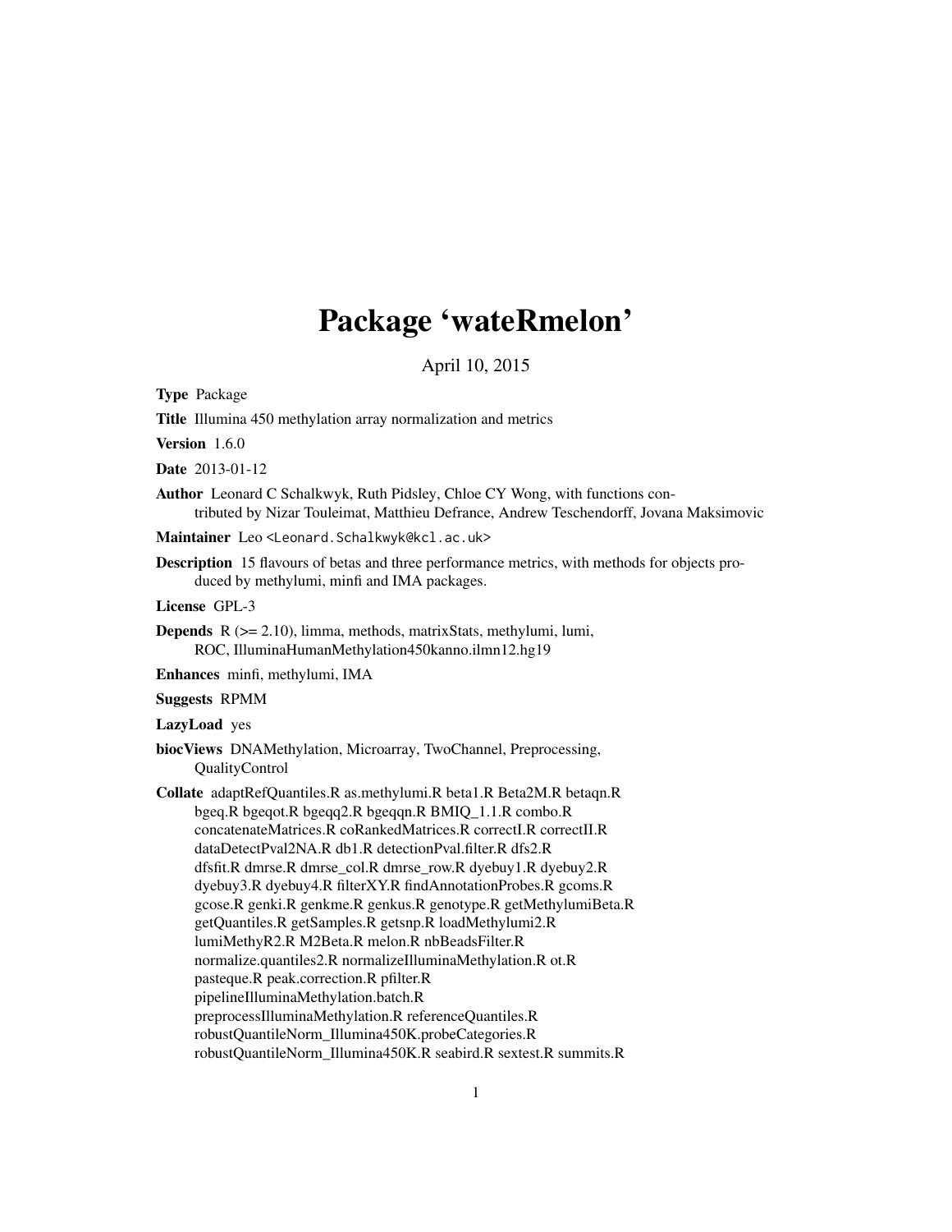# Package 'wateRmelon'

April 10, 2015

**Type** Package

**Title** Illumina 450 methylation array normalization and metrics

**Version** 1.6.0

**Date** 2013-01-12

**Author** Leonard C Schalkwyk, Ruth Pidsley, Chloe CY Wong, with functions contributed by Nizar Touleimat, Matthieu Defrance, Andrew Teschendorff, Jovana Maksimovic

**Maintainer** Leo <Leonard.Schalkwyk@kcl.ac.uk>

**Description** 15 flavours of betas and three performance metrics, with methods for objects produced by methylumi, minfi and IMA packages.

**License** GPL-3

**Depends** R (>= 2.10), limma, methods, matrixStats, methylumi, lumi, ROC, IlluminaHumanMethylation450kanno.ilmn12.hg19

**Enhances** minfi, methylumi, IMA

**Suggests** RPMM

**LazyLoad** yes

**biocViews** DNAMethylation, Microarray, TwoChannel, Preprocessing, QualityControl

**Collate** adaptRefQuantiles.R as.methylumi.R beta1.R Beta2M.R betaqn.R bgeq.R bgeqot.R bgeqq2.R bgeqqn.R BMIQ_1.1.R combo.R concatenateMatrices.R coRankedMatrices.R correctI.R correctII.R dataDetectPval2NA.R db1.R detectionPval.filter.R dfs2.R dfsfit.R dmrse.R dmrse_col.R dmrse_row.R dyebuy1.R dyebuy2.R dyebuy3.R dyebuy4.R filterXY.R findAnnotationProbes.R gcoms.R gcose.R genki.R genkme.R genkus.R genotype.R getMethylumiBeta.R getQuantiles.R getSamples.R getsnp.R loadMethylumi2.R lumiMethyR2.R M2Beta.R melon.R nbBeadsFilter.R normalize.quantiles2.R normalizeIlluminaMethylation.R ot.R pasteque.R peak.correction.R pfilter.R pipelineIlluminaMethylation.batch.R preprocessIlluminaMethylation.R referenceQuantiles.R robustQuantileNorm_Illumina450K.probeCategories.R robustQuantileNorm_Illumina450K.R seabird.R sextest.R summits.R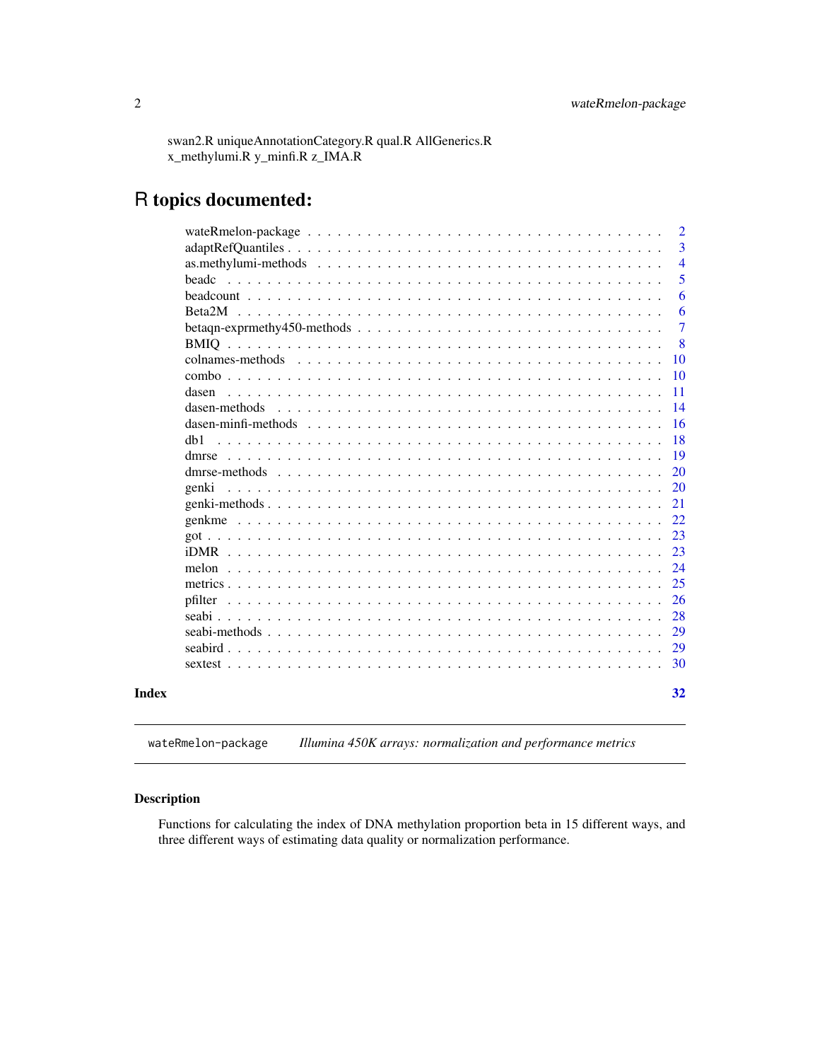swan2.R uniqueAnnotationCategory.R qual.R AllGenerics.R
x_methylumi.R y_minfi.R z_IMA.R

# R topics documented:

| | |
|---|---|
| wateRmelon-package | 2 |
| adaptRefQuantiles | 3 |
| as.methylumi-methods | 4 |
| beadc | 5 |
| beadcount | 6 |
| Beta2M | 6 |
| betaqn-exprmethy450-methods | 7 |
| BMIQ | 8 |
| colnames-methods | 10 |
| combo | 10 |
| dasen | 11 |
| dasen-methods | 14 |
| dasen-minfi-methods | 16 |
| db1 | 18 |
| dmrse | 19 |
| dmrse-methods | 20 |
| genki | 20 |
| genki-methods | 21 |
| genkme | 22 |
| got | 23 |
| iDMR | 23 |
| melon | 24 |
| metrics | 25 |
| pfilter | 26 |
| seabi | 28 |
| seabi-methods | 29 |
| seabird | 29 |
| sextest | 30 |
| **Index** | **32** |

---

`wateRmelon-package` &nbsp;&nbsp;&nbsp; *Illumina 450K arrays: normalization and performance metrics*

---

### Description

Functions for calculating the index of DNA methylation proportion beta in 15 different ways, and three different ways of estimating data quality or normalization performance.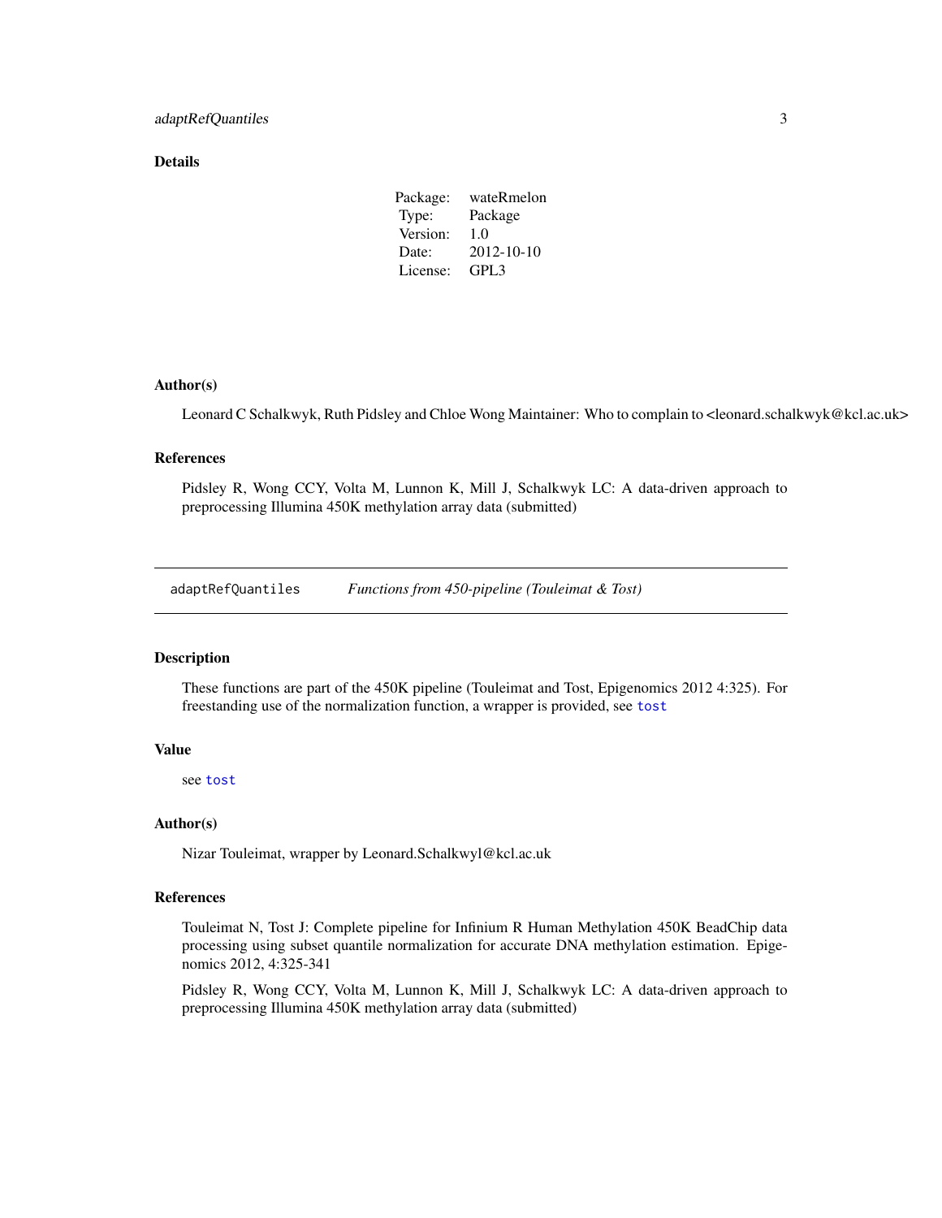## Details

| Package: | wateRmelon |
|---|---|
| Type: | Package |
| Version: | 1.0 |
| Date: | 2012-10-10 |
| License: | GPL3 |

## Author(s)

Leonard C Schalkwyk, Ruth Pidsley and Chloe Wong Maintainer: Who to complain to <leonard.schalkwyk@kcl.ac.uk>

## References

Pidsley R, Wong CCY, Volta M, Lunnon K, Mill J, Schalkwyk LC: A data-driven approach to preprocessing Illumina 450K methylation array data (submitted)

---

# adaptRefQuantiles    *Functions from 450-pipeline (Touleimat & Tost)*

---

## Description

These functions are part of the 450K pipeline (Touleimat and Tost, Epigenomics 2012 4:325). For freestanding use of the normalization function, a wrapper is provided, see `tost`

## Value

see `tost`

## Author(s)

Nizar Touleimat, wrapper by Leonard.Schalkwyl@kcl.ac.uk

## References

Touleimat N, Tost J: Complete pipeline for Infinium R Human Methylation 450K BeadChip data processing using subset quantile normalization for accurate DNA methylation estimation. Epigenomics 2012, 4:325-341

Pidsley R, Wong CCY, Volta M, Lunnon K, Mill J, Schalkwyk LC: A data-driven approach to preprocessing Illumina 450K methylation array data (submitted)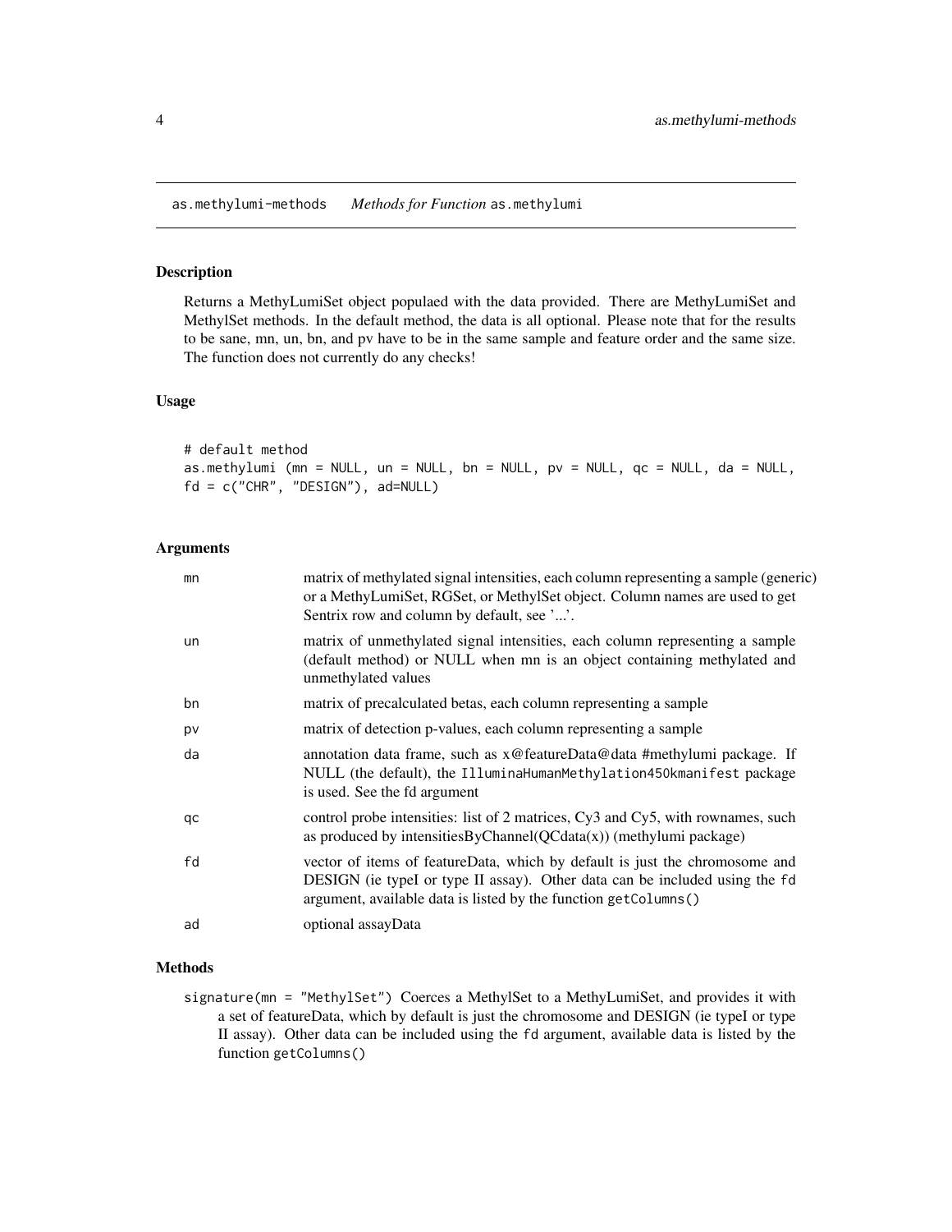as.methylumi-methods    *Methods for Function* as.methylumi

## Description

Returns a MethyLumiSet object populaed with the data provided. There are MethyLumiSet and MethylSet methods. In the default method, the data is all optional. Please note that for the results to be sane, mn, un, bn, and pv have to be in the same sample and feature order and the same size. The function does not currently do any checks!

## Usage

```
# default method
as.methylumi (mn = NULL, un = NULL, bn = NULL, pv = NULL, qc = NULL, da = NULL,
fd = c("CHR", "DESIGN"), ad=NULL)
```

## Arguments

| | |
|---|---|
| mn | matrix of methylated signal intensities, each column representing a sample (generic) or a MethyLumiSet, RGSet, or MethylSet object. Column names are used to get Sentrix row and column by default, see '...'. |
| un | matrix of unmethylated signal intensities, each column representing a sample (default method) or NULL when mn is an object containing methylated and unmethylated values |
| bn | matrix of precalculated betas, each column representing a sample |
| pv | matrix of detection p-values, each column representing a sample |
| da | annotation data frame, such as x@featureData@data #methylumi package. If NULL (the default), the IlluminaHumanMethylation450kmanifest package is used. See the fd argument |
| qc | control probe intensities: list of 2 matrices, Cy3 and Cy5, with rownames, such as produced by intensitiesByChannel(QCdata(x)) (methylumi package) |
| fd | vector of items of featureData, which by default is just the chromosome and DESIGN (ie typeI or type II assay). Other data can be included using the fd argument, available data is listed by the function getColumns() |
| ad | optional assayData |

## Methods

signature(mn = "MethylSet") Coerces a MethylSet to a MethyLumiSet, and provides it with a set of featureData, which by default is just the chromosome and DESIGN (ie typeI or type II assay). Other data can be included using the fd argument, available data is listed by the function getColumns()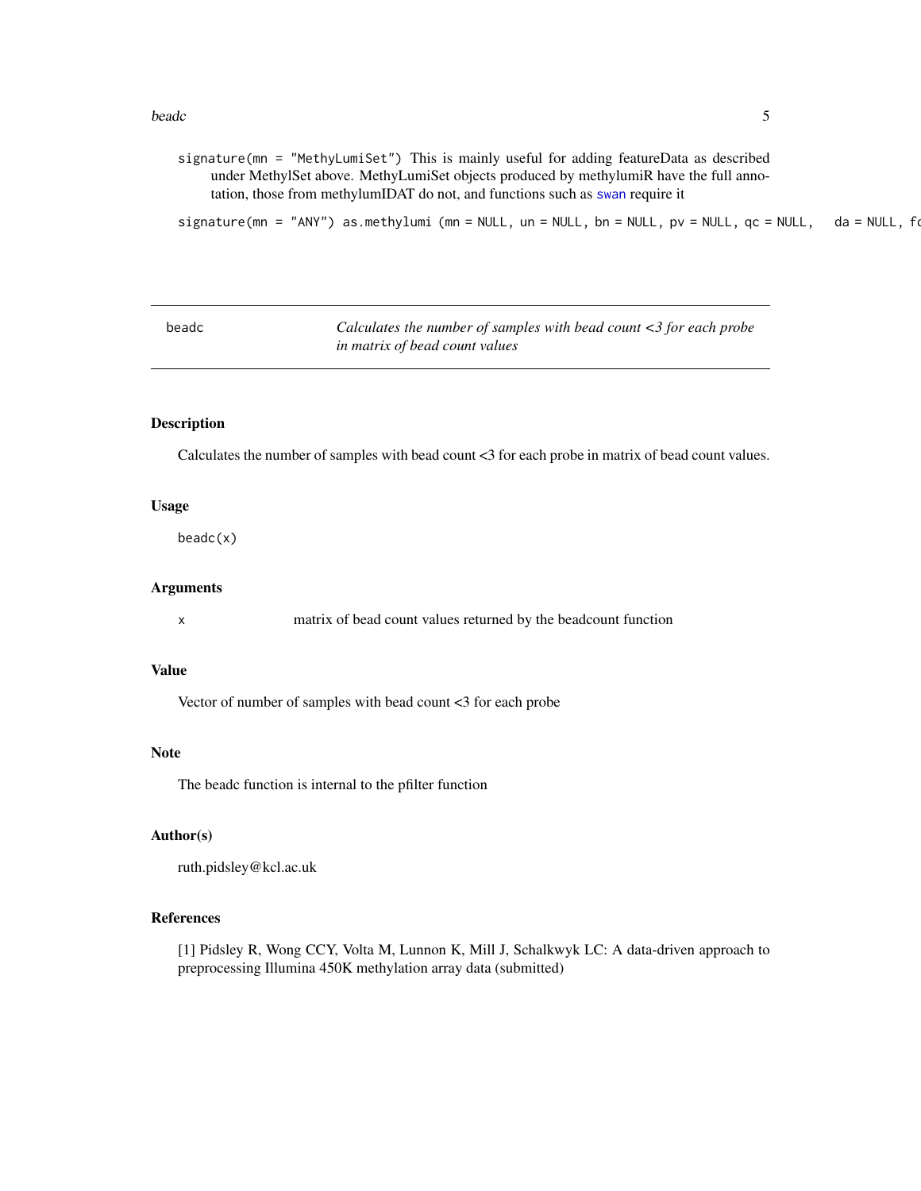signature(mn = "MethyLumiSet") This is mainly useful for adding featureData as described under MethylSet above. MethyLumiSet objects produced by methylumiR have the full annotation, those from methylumIDAT do not, and functions such as swan require it

signature(mn = "ANY") as.methylumi (mn = NULL, un = NULL, bn = NULL, pv = NULL, qc = NULL,    da = NULL, fo

---

## beadc    *Calculates the number of samples with bead count <3 for each probe in matrix of bead count values*

---

### Description

Calculates the number of samples with bead count <3 for each probe in matrix of bead count values.

### Usage

```
beadc(x)
```

### Arguments

x    matrix of bead count values returned by the beadcount function

### Value

Vector of number of samples with bead count <3 for each probe

### Note

The beadc function is internal to the pfilter function

### Author(s)

ruth.pidsley@kcl.ac.uk

### References

[1] Pidsley R, Wong CCY, Volta M, Lunnon K, Mill J, Schalkwyk LC: A data-driven approach to preprocessing Illumina 450K methylation array data (submitted)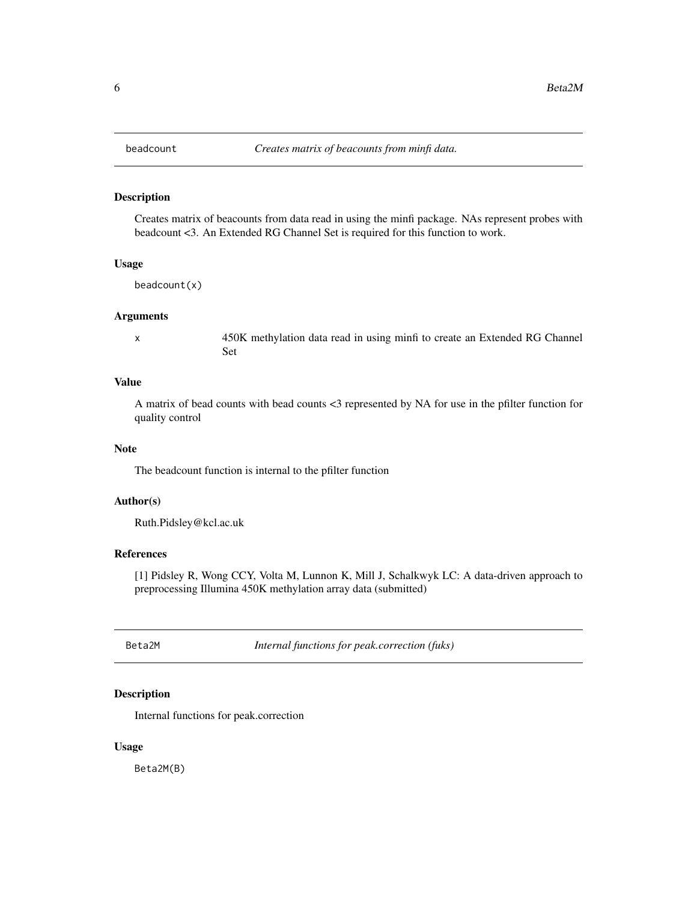## beadcount *Creates matrix of beacounts from minfi data.*

### Description

Creates matrix of beacounts from data read in using the minfi package. NAs represent probes with beadcount <3. An Extended RG Channel Set is required for this function to work.

### Usage

```
beadcount(x)
```

### Arguments

| | |
|---|---|
| x | 450K methylation data read in using minfi to create an Extended RG Channel Set |

### Value

A matrix of bead counts with bead counts <3 represented by NA for use in the pfilter function for quality control

### Note

The beadcount function is internal to the pfilter function

### Author(s)

Ruth.Pidsley@kcl.ac.uk

### References

[1] Pidsley R, Wong CCY, Volta M, Lunnon K, Mill J, Schalkwyk LC: A data-driven approach to preprocessing Illumina 450K methylation array data (submitted)

## Beta2M *Internal functions for peak.correction (fuks)*

### Description

Internal functions for peak.correction

### Usage

```
Beta2M(B)
```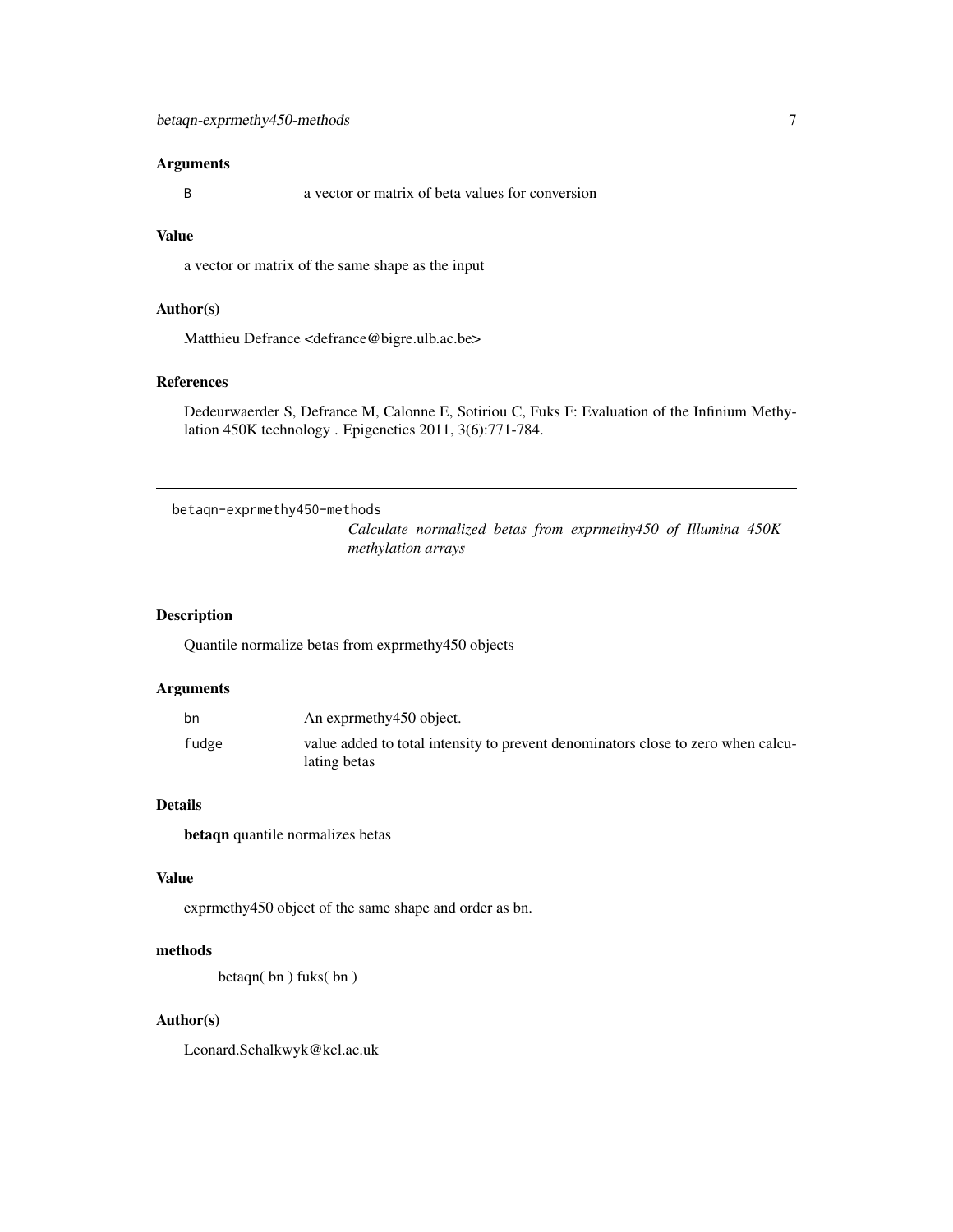### Arguments

| | |
|---|---|
| B | a vector or matrix of beta values for conversion |

### Value

a vector or matrix of the same shape as the input

### Author(s)

Matthieu Defrance <defrance@bigre.ulb.ac.be>

### References

Dedeurwaerder S, Defrance M, Calonne E, Sotiriou C, Fuks F: Evaluation of the Infinium Methylation 450K technology . Epigenetics 2011, 3(6):771-784.

---

## betaqn-exprmethy450-methods

*Calculate normalized betas from exprmethy450 of Illumina 450K methylation arrays*

---

### Description

Quantile normalize betas from exprmethy450 objects

### Arguments

| | |
|---|---|
| bn | An exprmethy450 object. |
| fudge | value added to total intensity to prevent denominators close to zero when calculating betas |

### Details

**betaqn** quantile normalizes betas

### Value

exprmethy450 object of the same shape and order as bn.

### methods

betaqn( bn ) fuks( bn )

### Author(s)

Leonard.Schalkwyk@kcl.ac.uk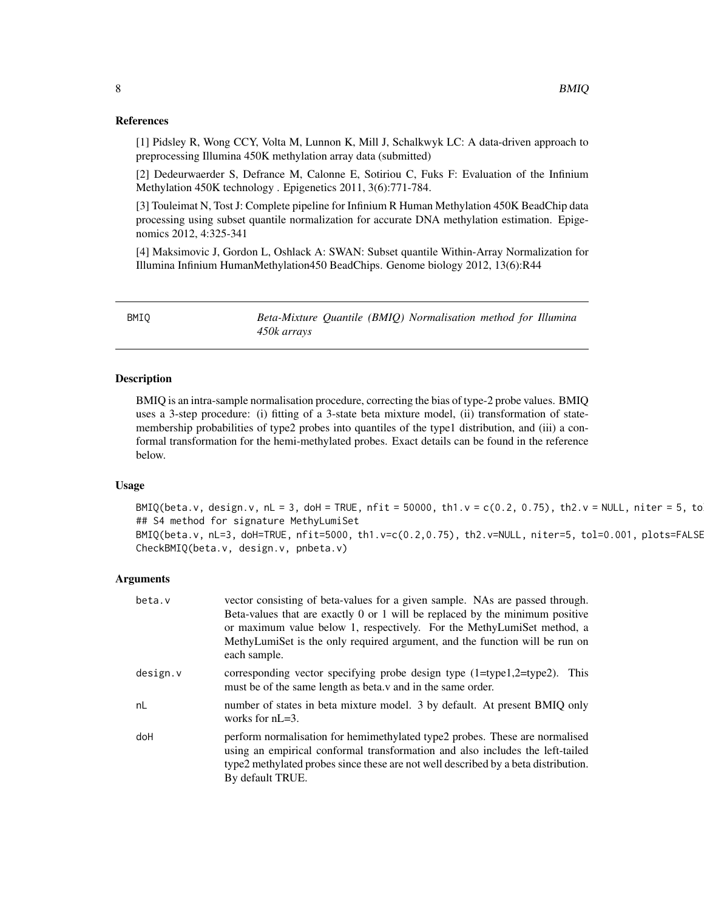## References

[1] Pidsley R, Wong CCY, Volta M, Lunnon K, Mill J, Schalkwyk LC: A data-driven approach to preprocessing Illumina 450K methylation array data (submitted)

[2] Dedeurwaerder S, Defrance M, Calonne E, Sotiriou C, Fuks F: Evaluation of the Infinium Methylation 450K technology . Epigenetics 2011, 3(6):771-784.

[3] Touleimat N, Tost J: Complete pipeline for Infinium R Human Methylation 450K BeadChip data processing using subset quantile normalization for accurate DNA methylation estimation. Epigenomics 2012, 4:325-341

[4] Maksimovic J, Gordon L, Oshlack A: SWAN: Subset quantile Within-Array Normalization for Illumina Infinium HumanMethylation450 BeadChips. Genome biology 2012, 13(6):R44

---

# BMIQ — *Beta-Mixture Quantile (BMIQ) Normalisation method for Illumina 450k arrays*

---

## Description

BMIQ is an intra-sample normalisation procedure, correcting the bias of type-2 probe values. BMIQ uses a 3-step procedure: (i) fitting of a 3-state beta mixture model, (ii) transformation of state-membership probabilities of type2 probes into quantiles of the type1 distribution, and (iii) a conformal transformation for the hemi-methylated probes. Exact details can be found in the reference below.

## Usage

```
BMIQ(beta.v, design.v, nL = 3, doH = TRUE, nfit = 50000, th1.v = c(0.2, 0.75), th2.v = NULL, niter = 5, to
## S4 method for signature MethyLumiSet
BMIQ(beta.v, nL=3, doH=TRUE, nfit=5000, th1.v=c(0.2,0.75), th2.v=NULL, niter=5, tol=0.001, plots=FALSE
CheckBMIQ(beta.v, design.v, pnbeta.v)
```

## Arguments

| | |
|---|---|
| beta.v | vector consisting of beta-values for a given sample. NAs are passed through. Beta-values that are exactly 0 or 1 will be replaced by the minimum positive or maximum value below 1, respectively. For the MethyLumiSet method, a MethyLumiSet is the only required argument, and the function will be run on each sample. |
| design.v | corresponding vector specifying probe design type (1=type1,2=type2). This must be of the same length as beta.v and in the same order. |
| nL | number of states in beta mixture model. 3 by default. At present BMIQ only works for nL=3. |
| doH | perform normalisation for hemimethylated type2 probes. These are normalised using an empirical conformal transformation and also includes the left-tailed type2 methylated probes since these are not well described by a beta distribution. By default TRUE. |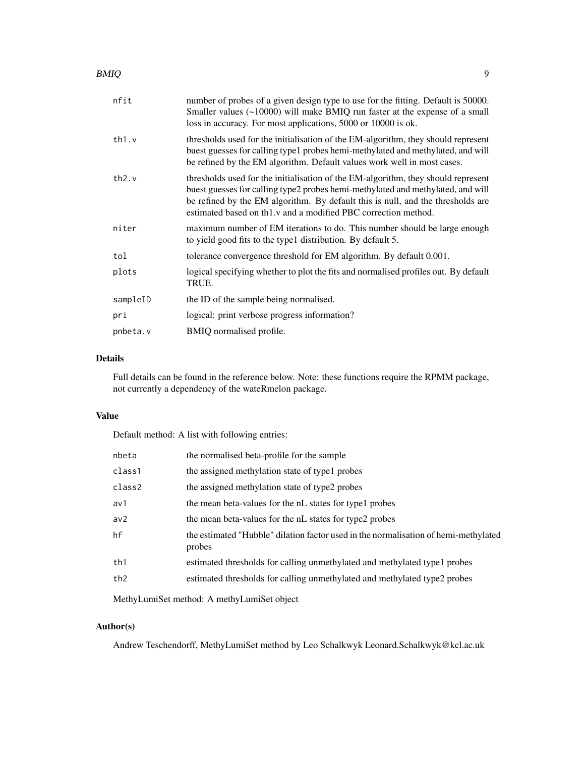| | |
|---|---|
| nfit | number of probes of a given design type to use for the fitting. Default is 50000. Smaller values (~10000) will make BMIQ run faster at the expense of a small loss in accuracy. For most applications, 5000 or 10000 is ok. |
| th1.v | thresholds used for the initialisation of the EM-algorithm, they should represent buest guesses for calling type1 probes hemi-methylated and methylated, and will be refined by the EM algorithm. Default values work well in most cases. |
| th2.v | thresholds used for the initialisation of the EM-algorithm, they should represent buest guesses for calling type2 probes hemi-methylated and methylated, and will be refined by the EM algorithm. By default this is null, and the thresholds are estimated based on th1.v and a modified PBC correction method. |
| niter | maximum number of EM iterations to do. This number should be large enough to yield good fits to the type1 distribution. By default 5. |
| tol | tolerance convergence threshold for EM algorithm. By default 0.001. |
| plots | logical specifying whether to plot the fits and normalised profiles out. By default TRUE. |
| sampleID | the ID of the sample being normalised. |
| pri | logical: print verbose progress information? |
| pnbeta.v | BMIQ normalised profile. |

## Details

Full details can be found in the reference below. Note: these functions require the RPMM package, not currently a dependency of the wateRmelon package.

## Value

Default method: A list with following entries:

| | |
|---|---|
| nbeta | the normalised beta-profile for the sample |
| class1 | the assigned methylation state of type1 probes |
| class2 | the assigned methylation state of type2 probes |
| av1 | the mean beta-values for the nL states for type1 probes |
| av2 | the mean beta-values for the nL states for type2 probes |
| hf | the estimated "Hubble" dilation factor used in the normalisation of hemi-methylated probes |
| th1 | estimated thresholds for calling unmethylated and methylated type1 probes |
| th2 | estimated thresholds for calling unmethylated and methylated type2 probes |

MethyLumiSet method: A methyLumiSet object

## Author(s)

Andrew Teschendorff, MethyLumiSet method by Leo Schalkwyk Leonard.Schalkwyk@kcl.ac.uk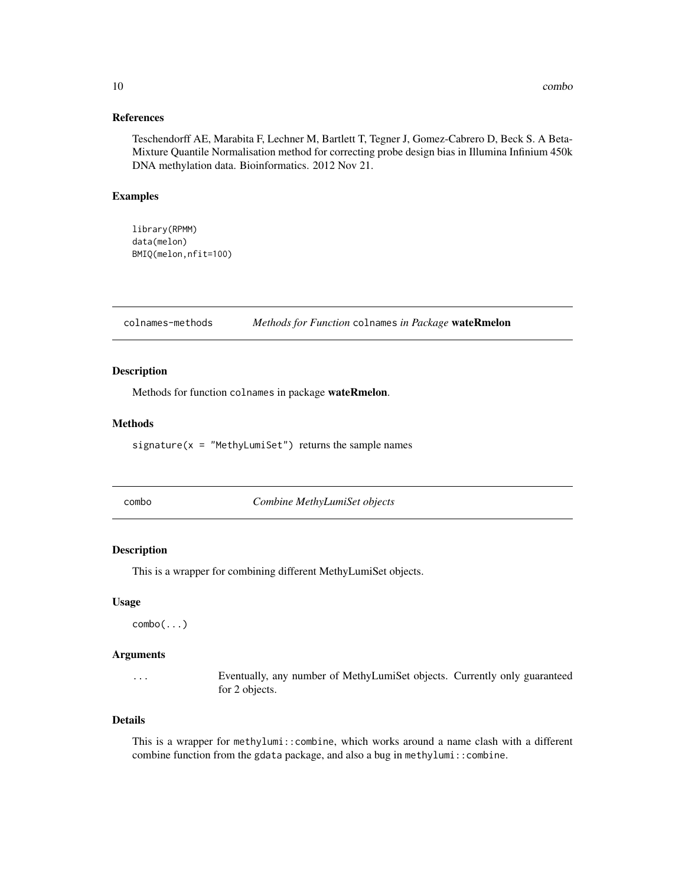### References

Teschendorff AE, Marabita F, Lechner M, Bartlett T, Tegner J, Gomez-Cabrero D, Beck S. A Beta-Mixture Quantile Normalisation method for correcting probe design bias in Illumina Infinium 450k DNA methylation data. Bioinformatics. 2012 Nov 21.

### Examples

```
library(RPMM)
data(melon)
BMIQ(melon,nfit=100)
```

---

## colnames-methods — *Methods for Function* `colnames` *in Package* **wateRmelon**

### Description

Methods for function `colnames` in package **wateRmelon**.

### Methods

`signature(x = "MethyLumiSet")` returns the sample names

---

## combo — *Combine MethyLumiSet objects*

### Description

This is a wrapper for combining different MethyLumiSet objects.

### Usage

```
combo(...)
```

### Arguments

| | |
|---|---|
| `...` | Eventually, any number of MethyLumiSet objects. Currently only guaranteed for 2 objects. |

### Details

This is a wrapper for `methylumi::combine`, which works around a name clash with a different combine function from the `gdata` package, and also a bug in `methylumi::combine`.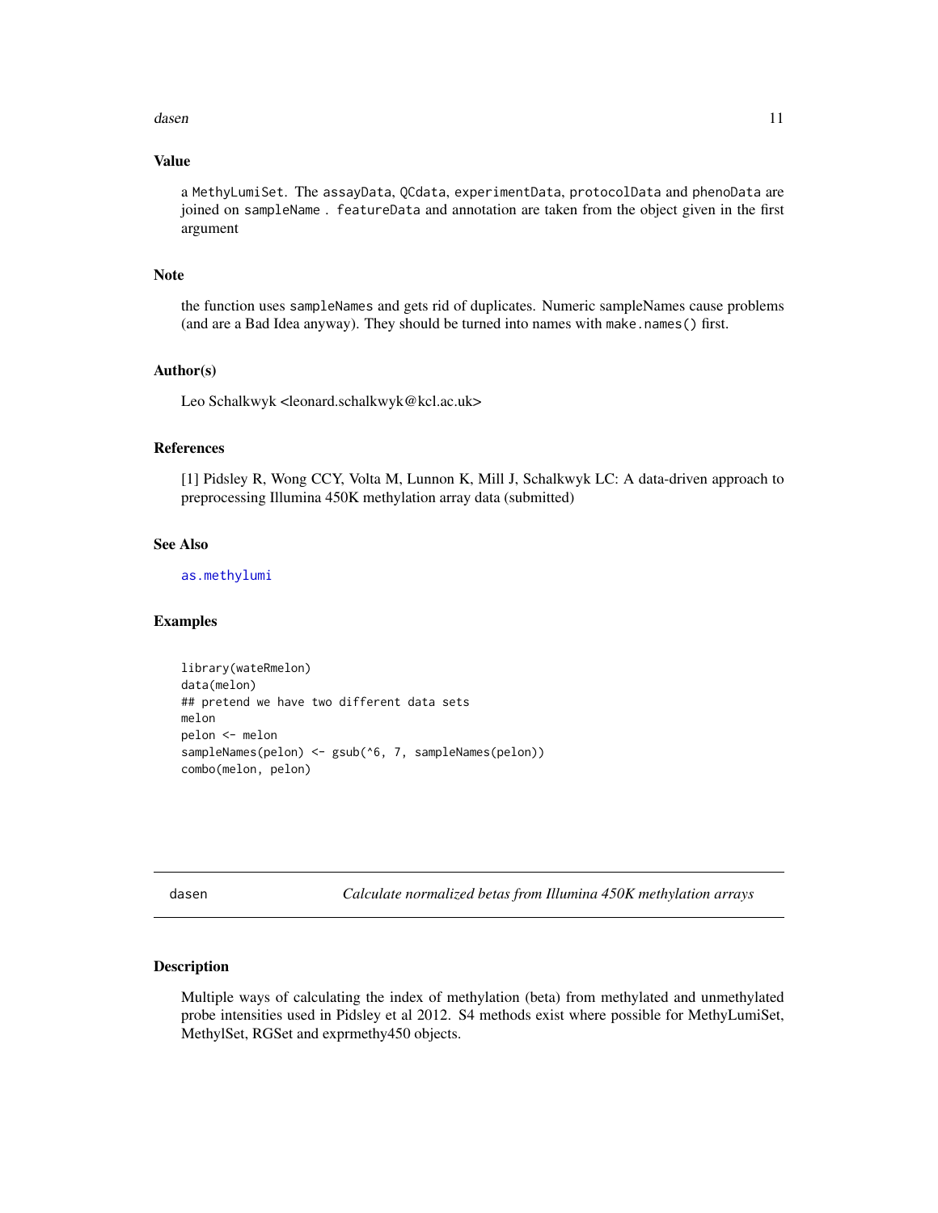## Value

a `MethyLumiSet`. The `assayData`, `QCdata`, `experimentData`, `protocolData` and `phenoData` are joined on `sampleName` . `featureData` and annotation are taken from the object given in the first argument

## Note

the function uses `sampleNames` and gets rid of duplicates. Numeric sampleNames cause problems (and are a Bad Idea anyway). They should be turned into names with `make.names()` first.

## Author(s)

Leo Schalkwyk <leonard.schalkwyk@kcl.ac.uk>

## References

[1] Pidsley R, Wong CCY, Volta M, Lunnon K, Mill J, Schalkwyk LC: A data-driven approach to preprocessing Illumina 450K methylation array data (submitted)

## See Also

`as.methylumi`

## Examples

```
library(wateRmelon)
data(melon)
## pretend we have two different data sets
melon
pelon <- melon
sampleNames(pelon) <- gsub(^6, 7, sampleNames(pelon))
combo(melon, pelon)
```

---

# dasen — *Calculate normalized betas from Illumina 450K methylation arrays*

## Description

Multiple ways of calculating the index of methylation (beta) from methylated and unmethylated probe intensities used in Pidsley et al 2012. S4 methods exist where possible for MethyLumiSet, MethylSet, RGSet and exprmethy450 objects.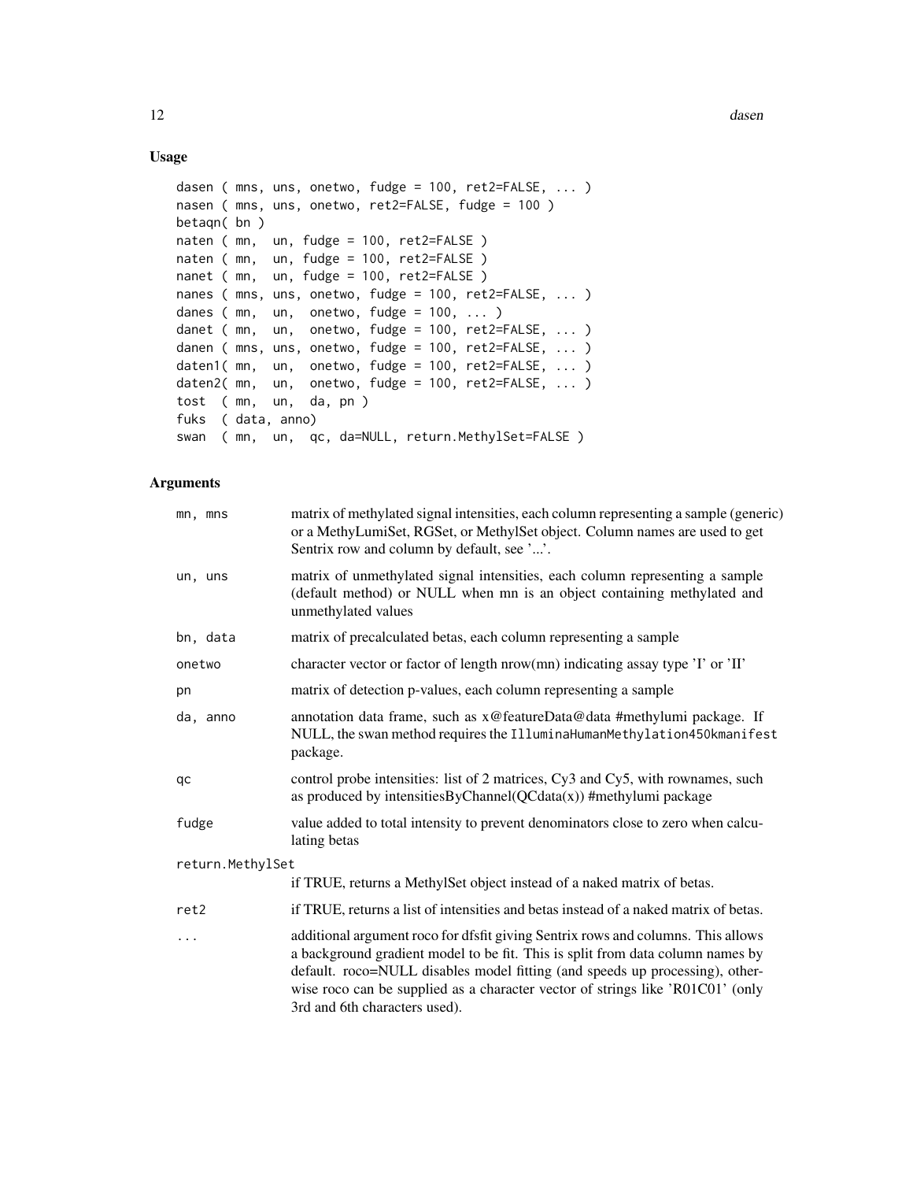## Usage

```
dasen ( mns, uns, onetwo, fudge = 100, ret2=FALSE, ... )
nasen ( mns, uns, onetwo, ret2=FALSE, fudge = 100 )
betaqn( bn )
naten ( mn,  un, fudge = 100, ret2=FALSE )
naten ( mn,  un, fudge = 100, ret2=FALSE )
nanet ( mn,  un, fudge = 100, ret2=FALSE )
nanes ( mns, uns, onetwo, fudge = 100, ret2=FALSE, ... )
danes ( mn,  un,  onetwo, fudge = 100, ... )
danet ( mn,  un,  onetwo, fudge = 100, ret2=FALSE, ... )
danen ( mns, uns, onetwo, fudge = 100, ret2=FALSE, ... )
daten1( mn,  un,  onetwo, fudge = 100, ret2=FALSE, ... )
daten2( mn,  un,  onetwo, fudge = 100, ret2=FALSE, ... )
tost  ( mn,  un,  da, pn )
fuks  ( data, anno)
swan  ( mn,  un,  qc, da=NULL, return.MethylSet=FALSE )
```

## Arguments

| | |
|---|---|
| mn, mns | matrix of methylated signal intensities, each column representing a sample (generic) or a MethyLumiSet, RGSet, or MethylSet object. Column names are used to get Sentrix row and column by default, see '...'. |
| un, uns | matrix of unmethylated signal intensities, each column representing a sample (default method) or NULL when mn is an object containing methylated and unmethylated values |
| bn, data | matrix of precalculated betas, each column representing a sample |
| onetwo | character vector or factor of length nrow(mn) indicating assay type 'I' or 'II' |
| pn | matrix of detection p-values, each column representing a sample |
| da, anno | annotation data frame, such as x@featureData@data #methylumi package. If NULL, the swan method requires the IlluminaHumanMethylation450kmanifest package. |
| qc | control probe intensities: list of 2 matrices, Cy3 and Cy5, with rownames, such as produced by intensitiesByChannel(QCdata(x)) #methylumi package |
| fudge | value added to total intensity to prevent denominators close to zero when calculating betas |
| return.MethylSet | if TRUE, returns a MethylSet object instead of a naked matrix of betas. |
| ret2 | if TRUE, returns a list of intensities and betas instead of a naked matrix of betas. |
| ... | additional argument roco for dfsfit giving Sentrix rows and columns. This allows a background gradient model to be fit. This is split from data column names by default. roco=NULL disables model fitting (and speeds up processing), otherwise roco can be supplied as a character vector of strings like 'R01C01' (only 3rd and 6th characters used). |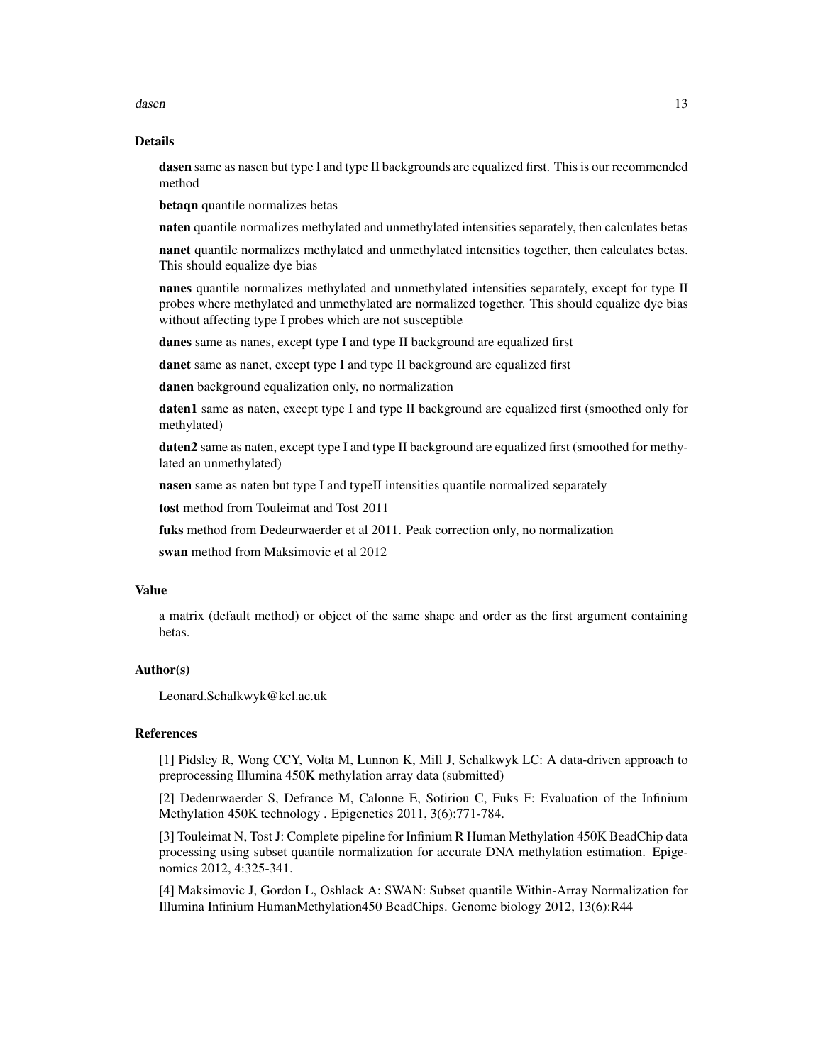### Details

**dasen** same as nasen but type I and type II backgrounds are equalized first. This is our recommended method

**betaqn** quantile normalizes betas

**naten** quantile normalizes methylated and unmethylated intensities separately, then calculates betas

**nanet** quantile normalizes methylated and unmethylated intensities together, then calculates betas. This should equalize dye bias

**nanes** quantile normalizes methylated and unmethylated intensities separately, except for type II probes where methylated and unmethylated are normalized together. This should equalize dye bias without affecting type I probes which are not susceptible

**danes** same as nanes, except type I and type II background are equalized first

**danet** same as nanet, except type I and type II background are equalized first

**danen** background equalization only, no normalization

**daten1** same as naten, except type I and type II background are equalized first (smoothed only for methylated)

**daten2** same as naten, except type I and type II background are equalized first (smoothed for methylated an unmethylated)

**nasen** same as naten but type I and typeII intensities quantile normalized separately

**tost** method from Touleimat and Tost 2011

**fuks** method from Dedeurwaerder et al 2011. Peak correction only, no normalization

**swan** method from Maksimovic et al 2012

### Value

a matrix (default method) or object of the same shape and order as the first argument containing betas.

### Author(s)

Leonard.Schalkwyk@kcl.ac.uk

### References

[1] Pidsley R, Wong CCY, Volta M, Lunnon K, Mill J, Schalkwyk LC: A data-driven approach to preprocessing Illumina 450K methylation array data (submitted)

[2] Dedeurwaerder S, Defrance M, Calonne E, Sotiriou C, Fuks F: Evaluation of the Infinium Methylation 450K technology . Epigenetics 2011, 3(6):771-784.

[3] Touleimat N, Tost J: Complete pipeline for Infinium R Human Methylation 450K BeadChip data processing using subset quantile normalization for accurate DNA methylation estimation. Epigenomics 2012, 4:325-341.

[4] Maksimovic J, Gordon L, Oshlack A: SWAN: Subset quantile Within-Array Normalization for Illumina Infinium HumanMethylation450 BeadChips. Genome biology 2012, 13(6):R44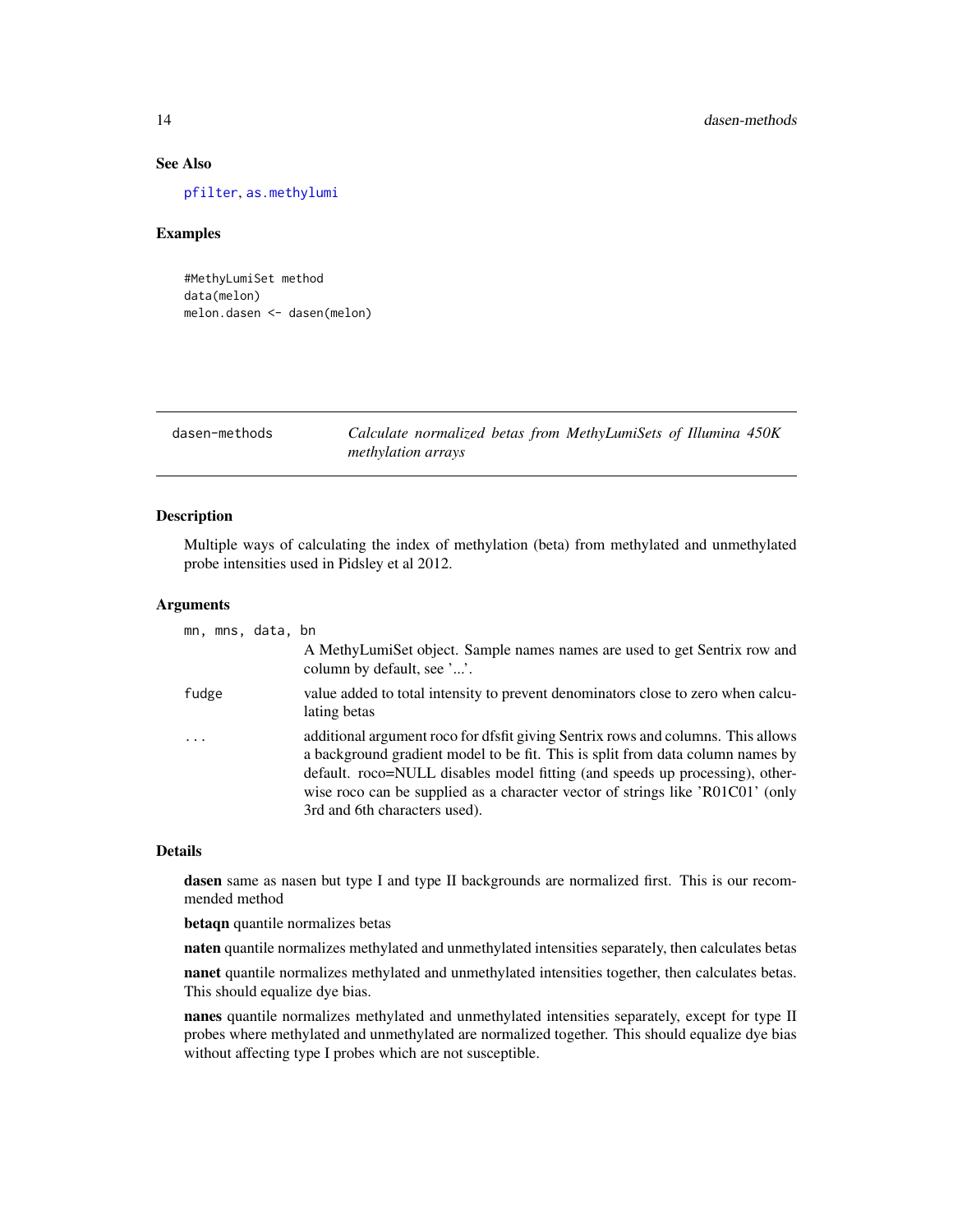## See Also

pfilter, as.methylumi

## Examples

```
#MethyLumiSet method
data(melon)
melon.dasen <- dasen(melon)
```

---

# dasen-methods — *Calculate normalized betas from MethyLumiSets of Illumina 450K methylation arrays*

---

## Description

Multiple ways of calculating the index of methylation (beta) from methylated and unmethylated probe intensities used in Pidsley et al 2012.

## Arguments

| | |
|---|---|
| `mn, mns, data, bn` | A MethyLumiSet object. Sample names names are used to get Sentrix row and column by default, see '...'. |
| `fudge` | value added to total intensity to prevent denominators close to zero when calculating betas |
| `...` | additional argument roco for dfsfit giving Sentrix rows and columns. This allows a background gradient model to be fit. This is split from data column names by default. roco=NULL disables model fitting (and speeds up processing), otherwise roco can be supplied as a character vector of strings like 'R01C01' (only 3rd and 6th characters used). |

## Details

**dasen** same as nasen but type I and type II backgrounds are normalized first. This is our recommended method

**betaqn** quantile normalizes betas

**naten** quantile normalizes methylated and unmethylated intensities separately, then calculates betas

**nanet** quantile normalizes methylated and unmethylated intensities together, then calculates betas. This should equalize dye bias.

**nanes** quantile normalizes methylated and unmethylated intensities separately, except for type II probes where methylated and unmethylated are normalized together. This should equalize dye bias without affecting type I probes which are not susceptible.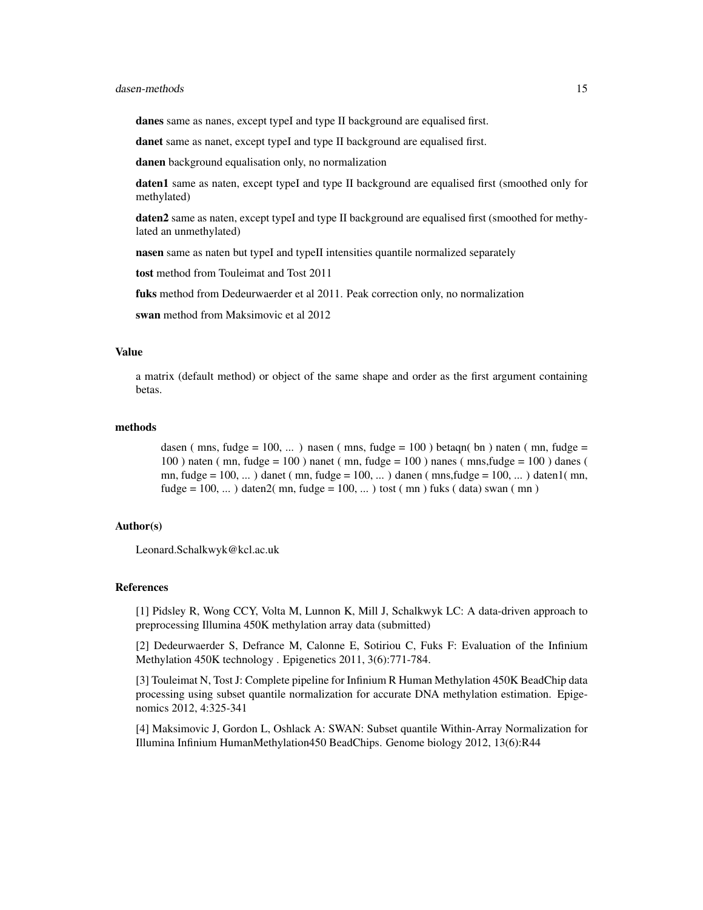**danes** same as nanes, except typeI and type II background are equalised first.

**danet** same as nanet, except typeI and type II background are equalised first.

**danen** background equalisation only, no normalization

**daten1** same as naten, except typeI and type II background are equalised first (smoothed only for methylated)

**daten2** same as naten, except typeI and type II background are equalised first (smoothed for methylated an unmethylated)

**nasen** same as naten but typeI and typeII intensities quantile normalized separately

**tost** method from Touleimat and Tost 2011

**fuks** method from Dedeurwaerder et al 2011. Peak correction only, no normalization

**swan** method from Maksimovic et al 2012

### Value

a matrix (default method) or object of the same shape and order as the first argument containing betas.

### methods

dasen ( mns, fudge = 100, ... ) nasen ( mns, fudge = 100 ) betaqn( bn ) naten ( mn, fudge = 100 ) naten ( mn, fudge = 100 ) nanet ( mn, fudge = 100 ) nanes ( mns,fudge = 100 ) danes ( mn, fudge = 100, ... ) danet ( mn, fudge = 100, ... ) danen ( mns,fudge = 100, ... ) daten1( mn, fudge = 100, ... ) daten2( mn, fudge = 100, ... ) tost ( mn ) fuks ( data) swan ( mn )

### Author(s)

Leonard.Schalkwyk@kcl.ac.uk

### References

[1] Pidsley R, Wong CCY, Volta M, Lunnon K, Mill J, Schalkwyk LC: A data-driven approach to preprocessing Illumina 450K methylation array data (submitted)

[2] Dedeurwaerder S, Defrance M, Calonne E, Sotiriou C, Fuks F: Evaluation of the Infinium Methylation 450K technology . Epigenetics 2011, 3(6):771-784.

[3] Touleimat N, Tost J: Complete pipeline for Infinium R Human Methylation 450K BeadChip data processing using subset quantile normalization for accurate DNA methylation estimation. Epigenomics 2012, 4:325-341

[4] Maksimovic J, Gordon L, Oshlack A: SWAN: Subset quantile Within-Array Normalization for Illumina Infinium HumanMethylation450 BeadChips. Genome biology 2012, 13(6):R44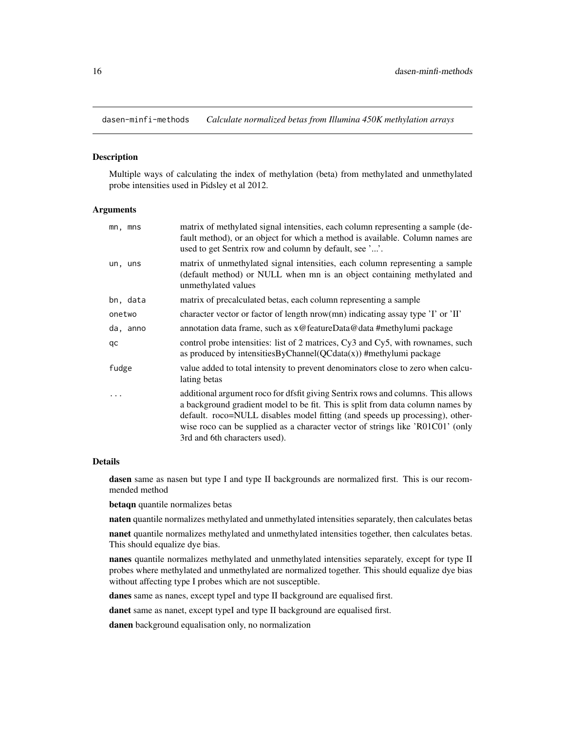## dasen-minfi-methods — *Calculate normalized betas from Illumina 450K methylation arrays*

### Description

Multiple ways of calculating the index of methylation (beta) from methylated and unmethylated probe intensities used in Pidsley et al 2012.

### Arguments

| Argument | Description |
| --- | --- |
| `mn, mns` | matrix of methylated signal intensities, each column representing a sample (default method), or an object for which a method is available. Column names are used to get Sentrix row and column by default, see '...'. |
| `un, uns` | matrix of unmethylated signal intensities, each column representing a sample (default method) or NULL when mn is an object containing methylated and unmethylated values |
| `bn, data` | matrix of precalculated betas, each column representing a sample |
| `onetwo` | character vector or factor of length nrow(mn) indicating assay type 'I' or 'II' |
| `da, anno` | annotation data frame, such as x@featureData@data #methylumi package |
| `qc` | control probe intensities: list of 2 matrices, Cy3 and Cy5, with rownames, such as produced by intensitiesByChannel(QCdata(x)) #methylumi package |
| `fudge` | value added to total intensity to prevent denominators close to zero when calculating betas |
| `...` | additional argument roco for dfsfit giving Sentrix rows and columns. This allows a background gradient model to be fit. This is split from data column names by default. roco=NULL disables model fitting (and speeds up processing), otherwise roco can be supplied as a character vector of strings like 'R01C01' (only 3rd and 6th characters used). |

### Details

**dasen** same as nasen but type I and type II backgrounds are normalized first. This is our recommended method

**betaqn** quantile normalizes betas

**naten** quantile normalizes methylated and unmethylated intensities separately, then calculates betas

**nanet** quantile normalizes methylated and unmethylated intensities together, then calculates betas. This should equalize dye bias.

**nanes** quantile normalizes methylated and unmethylated intensities separately, except for type II probes where methylated and unmethylated are normalized together. This should equalize dye bias without affecting type I probes which are not susceptible.

**danes** same as nanes, except typeI and type II background are equalised first.

**danet** same as nanet, except typeI and type II background are equalised first.

**danen** background equalisation only, no normalization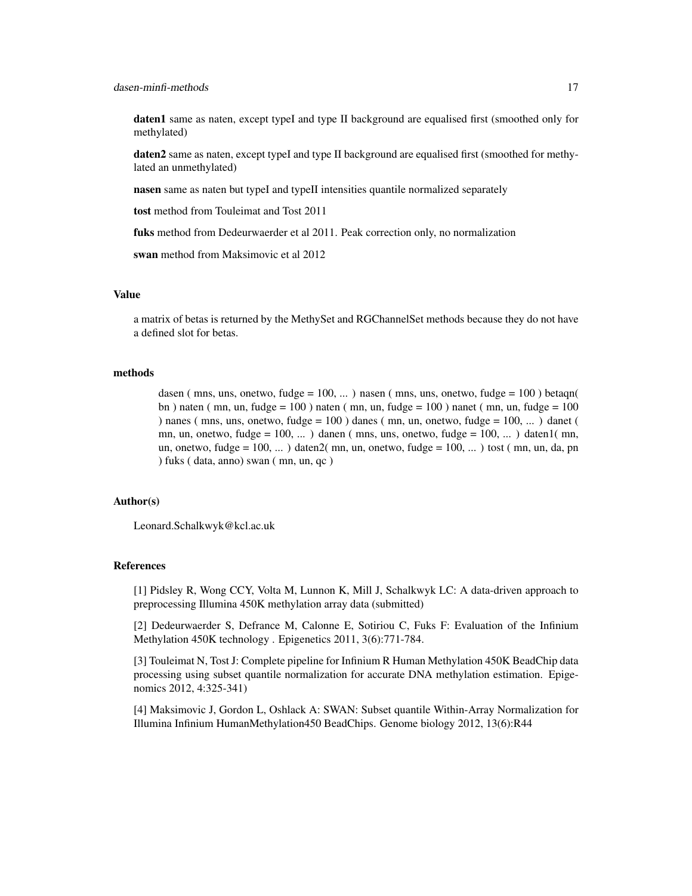**daten1** same as naten, except typeI and type II background are equalised first (smoothed only for methylated)

**daten2** same as naten, except typeI and type II background are equalised first (smoothed for methylated an unmethylated)

**nasen** same as naten but typeI and typeII intensities quantile normalized separately

**tost** method from Touleimat and Tost 2011

**fuks** method from Dedeurwaerder et al 2011. Peak correction only, no normalization

**swan** method from Maksimovic et al 2012

## Value

a matrix of betas is returned by the MethySet and RGChannelSet methods because they do not have a defined slot for betas.

## methods

dasen ( mns, uns, onetwo, fudge = 100, ... ) nasen ( mns, uns, onetwo, fudge = 100 ) betaqn( bn ) naten ( mn, un, fudge = 100 ) naten ( mn, un, fudge = 100 ) nanet ( mn, un, fudge = 100 ) nanes ( mns, uns, onetwo, fudge = 100 ) danes ( mn, un, onetwo, fudge = 100, ... ) danet ( mn, un, onetwo, fudge = 100, ... ) danen ( mns, uns, onetwo, fudge = 100, ... ) daten1( mn, un, onetwo, fudge = 100, ... ) daten2( mn, un, onetwo, fudge = 100, ... ) tost ( mn, un, da, pn ) fuks ( data, anno) swan ( mn, un, qc )

## Author(s)

Leonard.Schalkwyk@kcl.ac.uk

## References

[1] Pidsley R, Wong CCY, Volta M, Lunnon K, Mill J, Schalkwyk LC: A data-driven approach to preprocessing Illumina 450K methylation array data (submitted)

[2] Dedeurwaerder S, Defrance M, Calonne E, Sotiriou C, Fuks F: Evaluation of the Infinium Methylation 450K technology . Epigenetics 2011, 3(6):771-784.

[3] Touleimat N, Tost J: Complete pipeline for Infinium R Human Methylation 450K BeadChip data processing using subset quantile normalization for accurate DNA methylation estimation. Epigenomics 2012, 4:325-341)

[4] Maksimovic J, Gordon L, Oshlack A: SWAN: Subset quantile Within-Array Normalization for Illumina Infinium HumanMethylation450 BeadChips. Genome biology 2012, 13(6):R44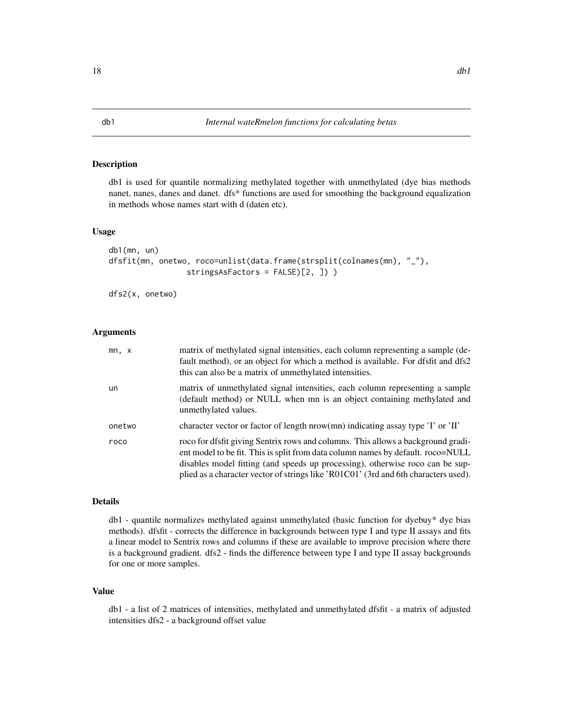# db1 — *Internal wateRmelon functions for calculating betas*

## Description

db1 is used for quantile normalizing methylated together with unmethylated (dye bias methods nanet, nanes, danes and danet. dfs* functions are used for smoothing the background equalization in methods whose names start with d (daten etc).

## Usage

```
db1(mn, un)
dfsfit(mn, onetwo, roco=unlist(data.frame(strsplit(colnames(mn), "_"),
                 stringsAsFactors = FALSE)[2, ]) )

dfs2(x, onetwo)
```

## Arguments

| | |
|---|---|
| mn, x | matrix of methylated signal intensities, each column representing a sample (default method), or an object for which a method is available. For dfsfit and dfs2 this can also be a matrix of unmethylated intensities. |
| un | matrix of unmethylated signal intensities, each column representing a sample (default method) or NULL when mn is an object containing methylated and unmethylated values. |
| onetwo | character vector or factor of length nrow(mn) indicating assay type 'I' or 'II' |
| roco | roco for dfsfit giving Sentrix rows and columns. This allows a background gradient model to be fit. This is split from data column names by default. roco=NULL disables model fitting (and speeds up processing), otherwise roco can be supplied as a character vector of strings like 'R01C01' (3rd and 6th characters used). |

## Details

db1 - quantile normalizes methylated against unmethylated (basic function for dyebuy* dye bias methods). dfsfit - corrects the difference in backgrounds between type I and type II assays and fits a linear model to Sentrix rows and columns if these are available to improve precision where there is a background gradient. dfs2 - finds the difference between type I and type II assay backgrounds for one or more samples.

## Value

db1 - a list of 2 matrices of intensities, methylated and unmethylated dfsfit - a matrix of adjusted intensities dfs2 - a background offset value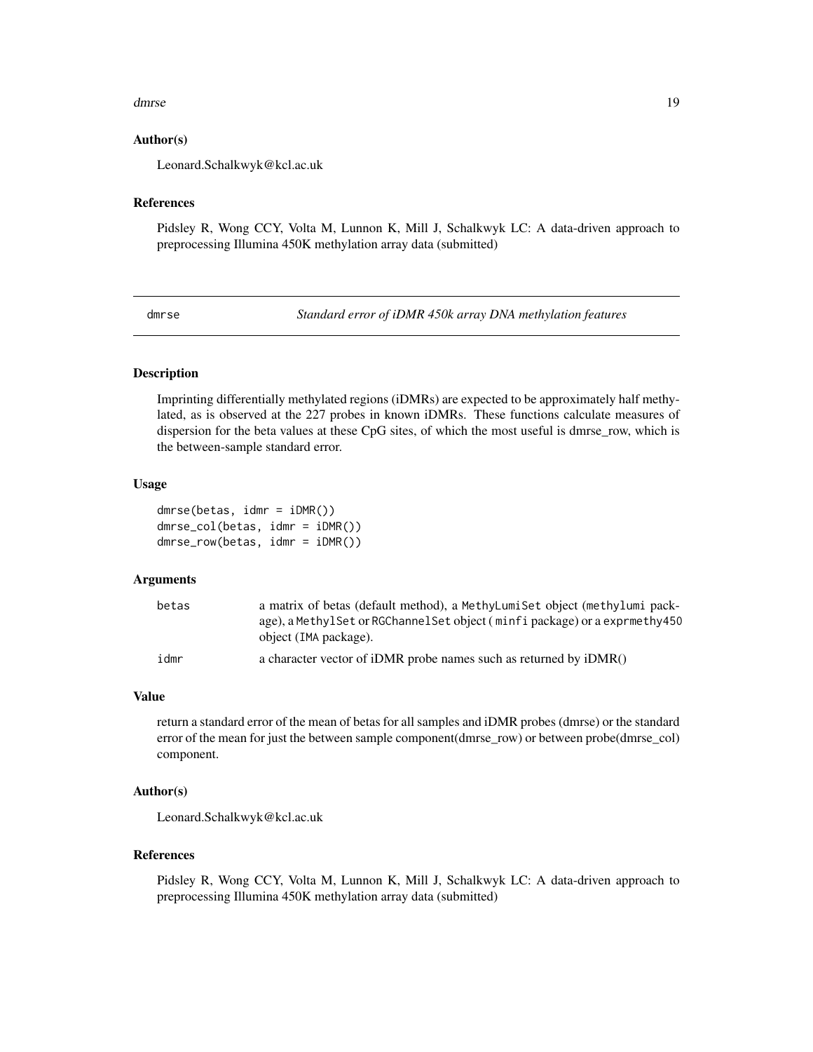## Author(s)

Leonard.Schalkwyk@kcl.ac.uk

## References

Pidsley R, Wong CCY, Volta M, Lunnon K, Mill J, Schalkwyk LC: A data-driven approach to preprocessing Illumina 450K methylation array data (submitted)

---

# dmrse *Standard error of iDMR 450k array DNA methylation features*

## Description

Imprinting differentially methylated regions (iDMRs) are expected to be approximately half methylated, as is observed at the 227 probes in known iDMRs. These functions calculate measures of dispersion for the beta values at these CpG sites, of which the most useful is dmrse_row, which is the between-sample standard error.

## Usage

```
dmrse(betas, idmr = iDMR())
dmrse_col(betas, idmr = iDMR())
dmrse_row(betas, idmr = iDMR())
```

## Arguments

| | |
|---|---|
| `betas` | a matrix of betas (default method), a `MethyLumiSet` object (`methylumi` package), a `MethylSet` or `RGChannelSet` object ( `minfi` package) or a `exprmethy450` object (`IMA` package). |
| `idmr` | a character vector of iDMR probe names such as returned by iDMR() |

## Value

return a standard error of the mean of betas for all samples and iDMR probes (dmrse) or the standard error of the mean for just the between sample component(dmrse_row) or between probe(dmrse_col) component.

## Author(s)

Leonard.Schalkwyk@kcl.ac.uk

## References

Pidsley R, Wong CCY, Volta M, Lunnon K, Mill J, Schalkwyk LC: A data-driven approach to preprocessing Illumina 450K methylation array data (submitted)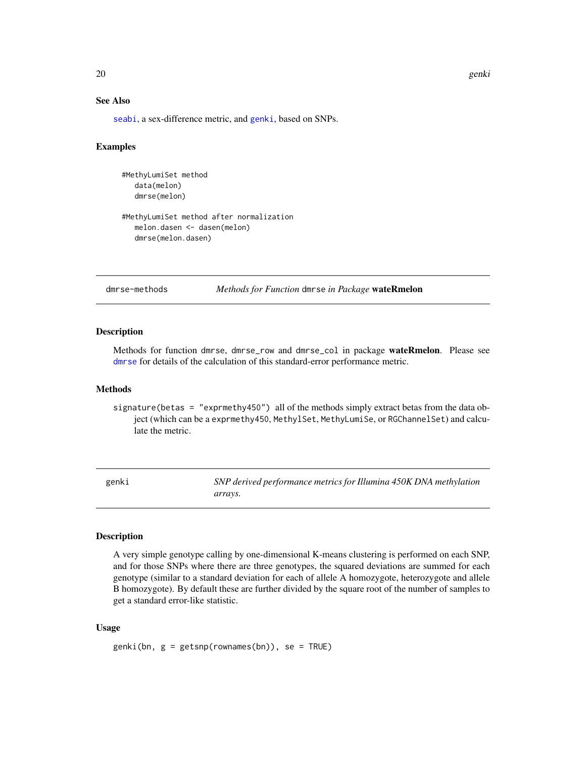### See Also

seabi, a sex-difference metric, and genki, based on SNPs.

### Examples

```
#MethyLumiSet method
   data(melon)
   dmrse(melon)

#MethyLumiSet method after normalization
   melon.dasen <- dasen(melon)
   dmrse(melon.dasen)
```

---

## dmrse-methods — *Methods for Function* `dmrse` *in Package* **wateRmelon**

### Description

Methods for function `dmrse`, `dmrse_row` and `dmrse_col` in package **wateRmelon**. Please see dmrse for details of the calculation of this standard-error performance metric.

### Methods

`signature(betas = "exprmethy450")` all of the methods simply extract betas from the data object (which can be a `exprmethy450`, `MethylSet`, `MethyLumiSe`, or `RGChannelSet`) and calculate the metric.

---

## genki — *SNP derived performance metrics for Illumina 450K DNA methylation arrays.*

### Description

A very simple genotype calling by one-dimensional K-means clustering is performed on each SNP, and for those SNPs where there are three genotypes, the squared deviations are summed for each genotype (similar to a standard deviation for each of allele A homozygote, heterozygote and allele B homozygote). By default these are further divided by the square root of the number of samples to get a standard error-like statistic.

### Usage

```
genki(bn, g = getsnp(rownames(bn)), se = TRUE)
```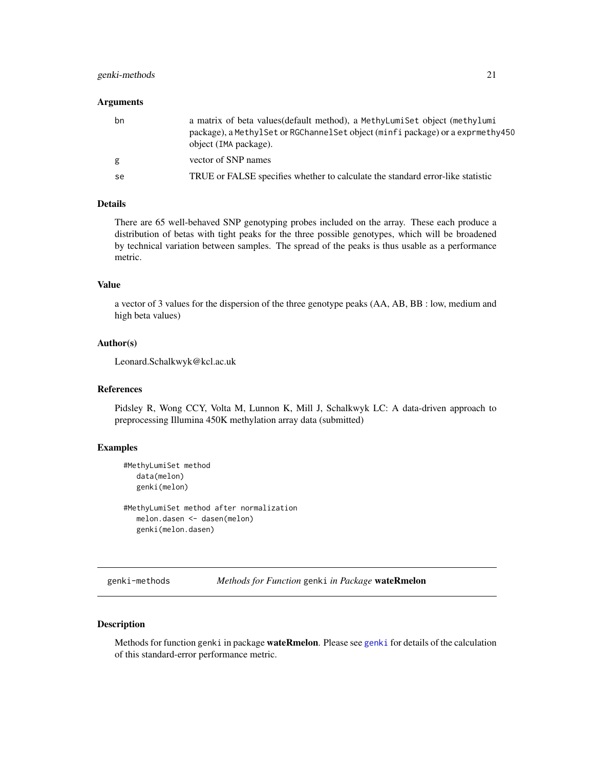### Arguments

| | |
|---|---|
| bn | a matrix of beta values(default method), a `MethyLumiSet` object (`methylumi` package), a `MethylSet` or `RGChannelSet` object (`minfi` package) or a `exprmethy450` object (`IMA` package). |
| g | vector of SNP names |
| se | TRUE or FALSE specifies whether to calculate the standard error-like statistic |

### Details

There are 65 well-behaved SNP genotyping probes included on the array. These each produce a distribution of betas with tight peaks for the three possible genotypes, which will be broadened by technical variation between samples. The spread of the peaks is thus usable as a performance metric.

### Value

a vector of 3 values for the dispersion of the three genotype peaks (AA, AB, BB : low, medium and high beta values)

### Author(s)

Leonard.Schalkwyk@kcl.ac.uk

### References

Pidsley R, Wong CCY, Volta M, Lunnon K, Mill J, Schalkwyk LC: A data-driven approach to preprocessing Illumina 450K methylation array data (submitted)

### Examples

```
#MethyLumiSet method
   data(melon)
   genki(melon)

#MethyLumiSet method after normalization
   melon.dasen <- dasen(melon)
   genki(melon.dasen)
```

---

## genki-methods *Methods for Function* `genki` *in Package* **wateRmelon**

### Description

Methods for function `genki` in package **wateRmelon**. Please see `genki` for details of the calculation of this standard-error performance metric.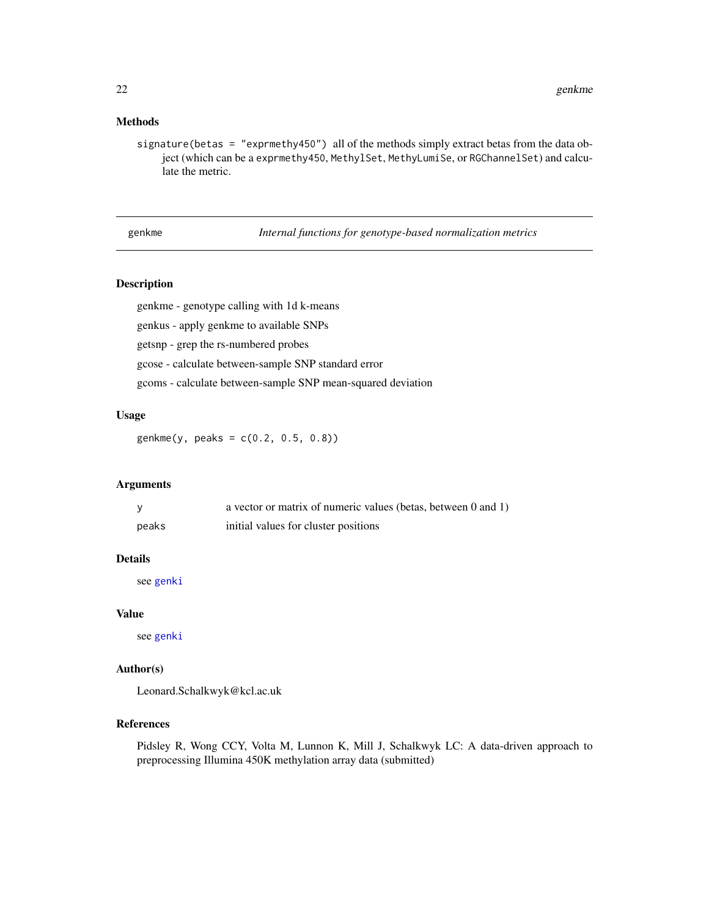## Methods

`signature(betas = "exprmethy450")` all of the methods simply extract betas from the data object (which can be a `exprmethy450`, `MethylSet`, `MethyLumiSe`, or `RGChannelSet`) and calculate the metric.

---

# genkme — *Internal functions for genotype-based normalization metrics*

---

## Description

genkme - genotype calling with 1d k-means

genkus - apply genkme to available SNPs

getsnp - grep the rs-numbered probes

gcose - calculate between-sample SNP standard error

gcoms - calculate between-sample SNP mean-squared deviation

## Usage

```
genkme(y, peaks = c(0.2, 0.5, 0.8))
```

## Arguments

| | |
|---|---|
| `y` | a vector or matrix of numeric values (betas, between 0 and 1) |
| `peaks` | initial values for cluster positions |

## Details

see `genki`

## Value

see `genki`

## Author(s)

Leonard.Schalkwyk@kcl.ac.uk

## References

Pidsley R, Wong CCY, Volta M, Lunnon K, Mill J, Schalkwyk LC: A data-driven approach to preprocessing Illumina 450K methylation array data (submitted)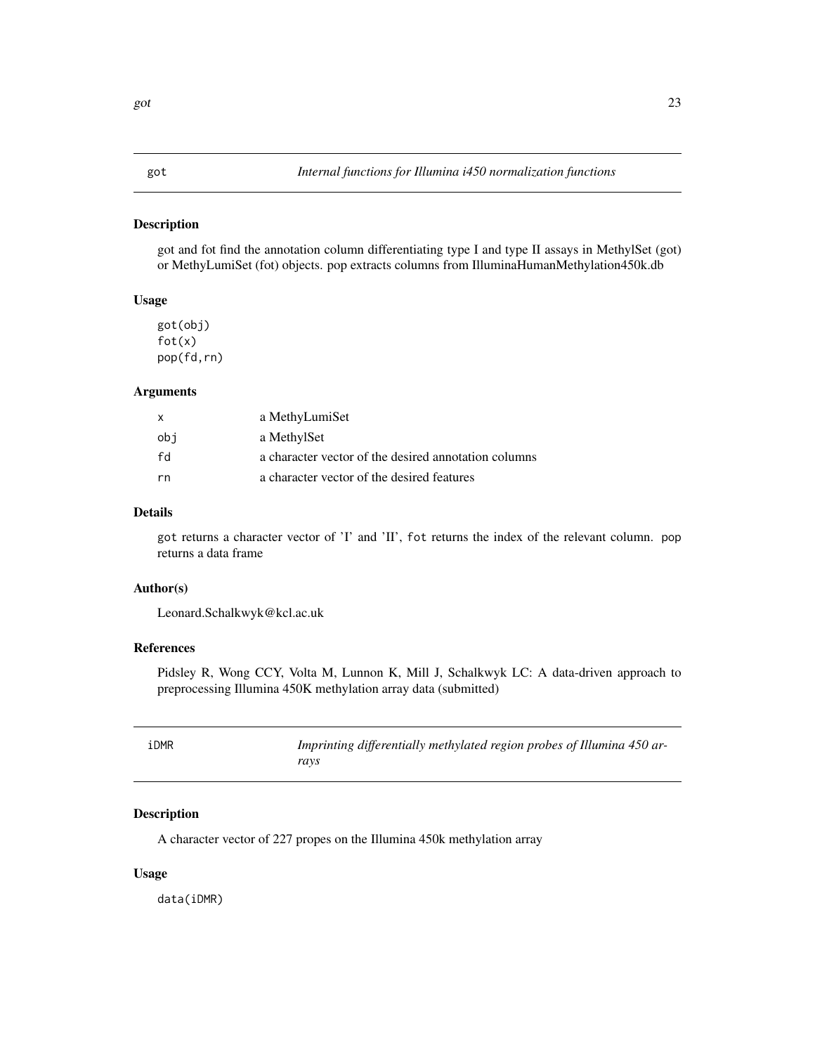## got — *Internal functions for Illumina i450 normalization functions*

### Description

got and fot find the annotation column differentiating type I and type II assays in MethylSet (got) or MethyLumiSet (fot) objects. pop extracts columns from IlluminaHumanMethylation450k.db

### Usage

```
got(obj)
fot(x)
pop(fd,rn)
```

### Arguments

| | |
|---|---|
| x | a MethyLumiSet |
| obj | a MethylSet |
| fd | a character vector of the desired annotation columns |
| rn | a character vector of the desired features |

### Details

got returns a character vector of 'I' and 'II', fot returns the index of the relevant column. pop returns a data frame

### Author(s)

Leonard.Schalkwyk@kcl.ac.uk

### References

Pidsley R, Wong CCY, Volta M, Lunnon K, Mill J, Schalkwyk LC: A data-driven approach to preprocessing Illumina 450K methylation array data (submitted)

## iDMR — *Imprinting differentially methylated region probes of Illumina 450 arrays*

### Description

A character vector of 227 propes on the Illumina 450k methylation array

### Usage

```
data(iDMR)
```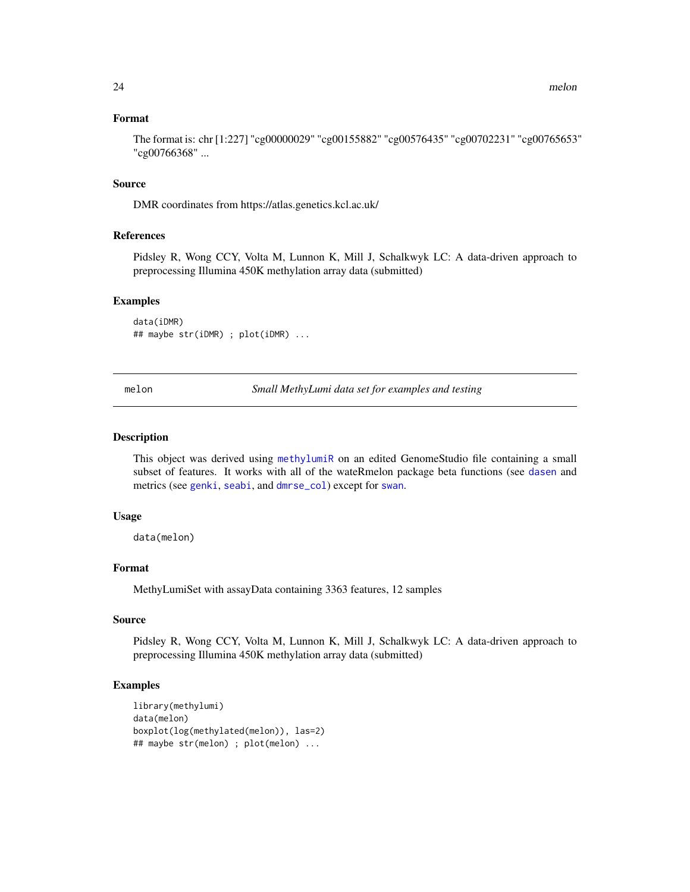### Format

The format is: chr [1:227] "cg00000029" "cg00155882" "cg00576435" "cg00702231" "cg00765653" "cg00766368" ...

### Source

DMR coordinates from https://atlas.genetics.kcl.ac.uk/

### References

Pidsley R, Wong CCY, Volta M, Lunnon K, Mill J, Schalkwyk LC: A data-driven approach to preprocessing Illumina 450K methylation array data (submitted)

### Examples

```
data(iDMR)
## maybe str(iDMR) ; plot(iDMR) ...
```

---

## melon — *Small MethyLumi data set for examples and testing*

### Description

This object was derived using methylumiR on an edited GenomeStudio file containing a small subset of features. It works with all of the wateRmelon package beta functions (see dasen and metrics (see genki, seabi, and dmrse_col) except for swan.

### Usage

```
data(melon)
```

### Format

MethyLumiSet with assayData containing 3363 features, 12 samples

### Source

Pidsley R, Wong CCY, Volta M, Lunnon K, Mill J, Schalkwyk LC: A data-driven approach to preprocessing Illumina 450K methylation array data (submitted)

### Examples

```
library(methylumi)
data(melon)
boxplot(log(methylated(melon)), las=2)
## maybe str(melon) ; plot(melon) ...
```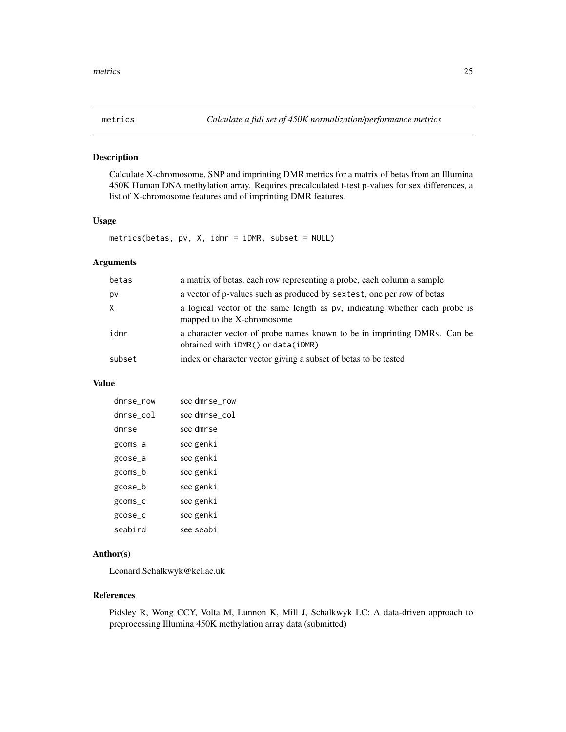# metrics — *Calculate a full set of 450K normalization/performance metrics*

## Description

Calculate X-chromosome, SNP and imprinting DMR metrics for a matrix of betas from an Illumina 450K Human DNA methylation array. Requires precalculated t-test p-values for sex differences, a list of X-chromosome features and of imprinting DMR features.

## Usage

```
metrics(betas, pv, X, idmr = iDMR, subset = NULL)
```

## Arguments

| | |
|---|---|
| betas | a matrix of betas, each row representing a probe, each column a sample |
| pv | a vector of p-values such as produced by sextest, one per row of betas |
| X | a logical vector of the same length as pv, indicating whether each probe is mapped to the X-chromosome |
| idmr | a character vector of probe names known to be in imprinting DMRs. Can be obtained with iDMR() or data(iDMR) |
| subset | index or character vector giving a subset of betas to be tested |

## Value

| | |
|---|---|
| dmrse_row | see dmrse_row |
| dmrse_col | see dmrse_col |
| dmrse | see dmrse |
| gcoms_a | see genki |
| gcose_a | see genki |
| gcoms_b | see genki |
| gcose_b | see genki |
| gcoms_c | see genki |
| gcose_c | see genki |
| seabird | see seabi |

## Author(s)

Leonard.Schalkwyk@kcl.ac.uk

## References

Pidsley R, Wong CCY, Volta M, Lunnon K, Mill J, Schalkwyk LC: A data-driven approach to preprocessing Illumina 450K methylation array data (submitted)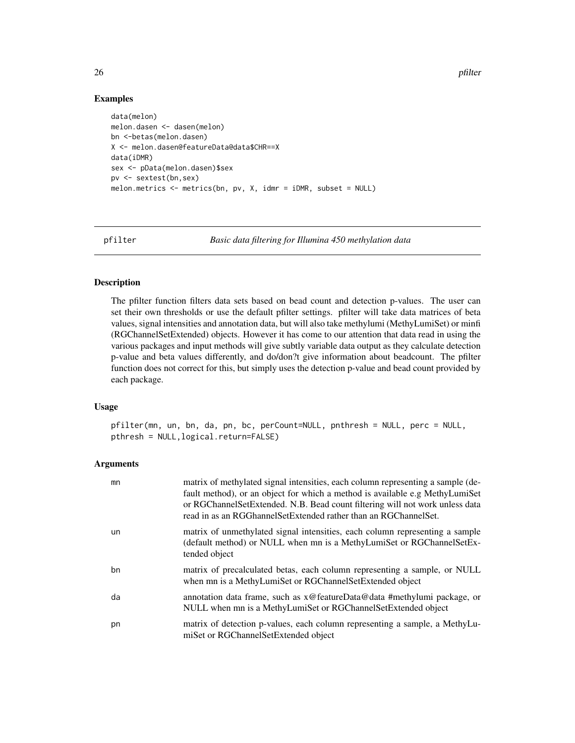### Examples

```
data(melon)
melon.dasen <- dasen(melon)
bn <-betas(melon.dasen)
X <- melon.dasen@featureData@data$CHR==X
data(iDMR)
sex <- pData(melon.dasen)$sex
pv <- sextest(bn,sex)
melon.metrics <- metrics(bn, pv, X, idmr = iDMR, subset = NULL)
```

---

## pfilter *Basic data filtering for Illumina 450 methylation data*

---

### Description

The pfilter function filters data sets based on bead count and detection p-values. The user can set their own thresholds or use the default pfilter settings. pfilter will take data matrices of beta values, signal intensities and annotation data, but will also take methylumi (MethyLumiSet) or minfi (RGChannelSetExtended) objects. However it has come to our attention that data read in using the various packages and input methods will give subtly variable data output as they calculate detection p-value and beta values differently, and do/don?t give information about beadcount. The pfilter function does not correct for this, but simply uses the detection p-value and bead count provided by each package.

### Usage

```
pfilter(mn, un, bn, da, pn, bc, perCount=NULL, pnthresh = NULL, perc = NULL,
pthresh = NULL,logical.return=FALSE)
```

### Arguments

| | |
|---|---|
| mn | matrix of methylated signal intensities, each column representing a sample (default method), or an object for which a method is available e.g MethyLumiSet or RGChannelSetExtended. N.B. Bead count filtering will not work unless data read in as an RGGhannelSetExtended rather than an RGChannelSet. |
| un | matrix of unmethylated signal intensities, each column representing a sample (default method) or NULL when mn is a MethyLumiSet or RGChannelSetExtended object |
| bn | matrix of precalculated betas, each column representing a sample, or NULL when mn is a MethyLumiSet or RGChannelSetExtended object |
| da | annotation data frame, such as x@featureData@data #methylumi package, or NULL when mn is a MethyLumiSet or RGChannelSetExtended object |
| pn | matrix of detection p-values, each column representing a sample, a MethyLumiSet or RGChannelSetExtended object |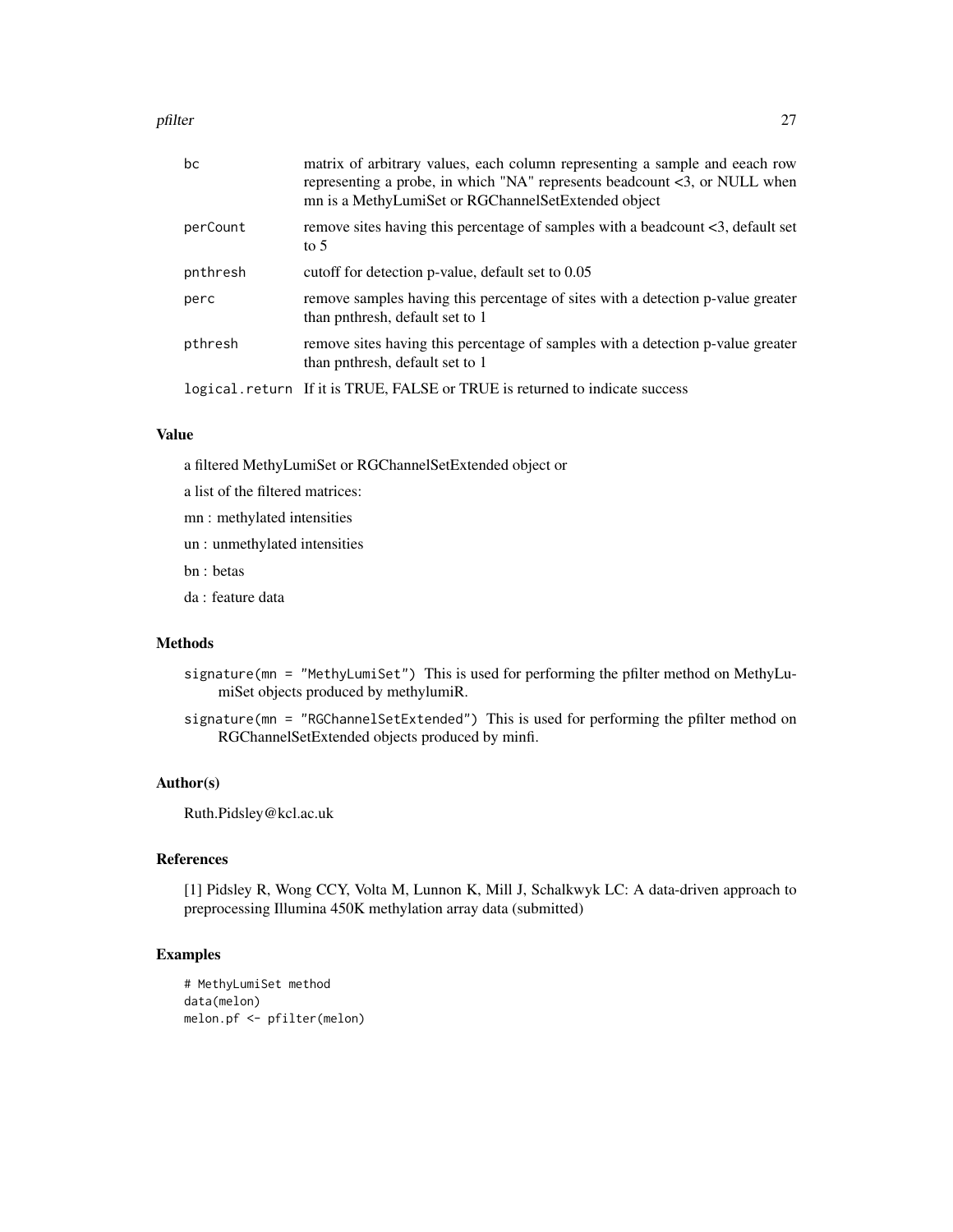| | |
|---|---|
| bc | matrix of arbitrary values, each column representing a sample and eeach row representing a probe, in which "NA" represents beadcount <3, or NULL when mn is a MethyLumiSet or RGChannelSetExtended object |
| perCount | remove sites having this percentage of samples with a beadcount <3, default set to 5 |
| pnthresh | cutoff for detection p-value, default set to 0.05 |
| perc | remove samples having this percentage of sites with a detection p-value greater than pnthresh, default set to 1 |
| pthresh | remove sites having this percentage of samples with a detection p-value greater than pnthresh, default set to 1 |
| logical.return | If it is TRUE, FALSE or TRUE is returned to indicate success |

## Value

a filtered MethyLumiSet or RGChannelSetExtended object or

a list of the filtered matrices:

mn : methylated intensities

un : unmethylated intensities

bn : betas

da : feature data

## Methods

`signature(mn = "MethyLumiSet")` This is used for performing the pfilter method on MethyLumiSet objects produced by methylumiR.

`signature(mn = "RGChannelSetExtended")` This is used for performing the pfilter method on RGChannelSetExtended objects produced by minfi.

## Author(s)

Ruth.Pidsley@kcl.ac.uk

## References

[1] Pidsley R, Wong CCY, Volta M, Lunnon K, Mill J, Schalkwyk LC: A data-driven approach to preprocessing Illumina 450K methylation array data (submitted)

## Examples

```
# MethyLumiSet method
data(melon)
melon.pf <- pfilter(melon)
```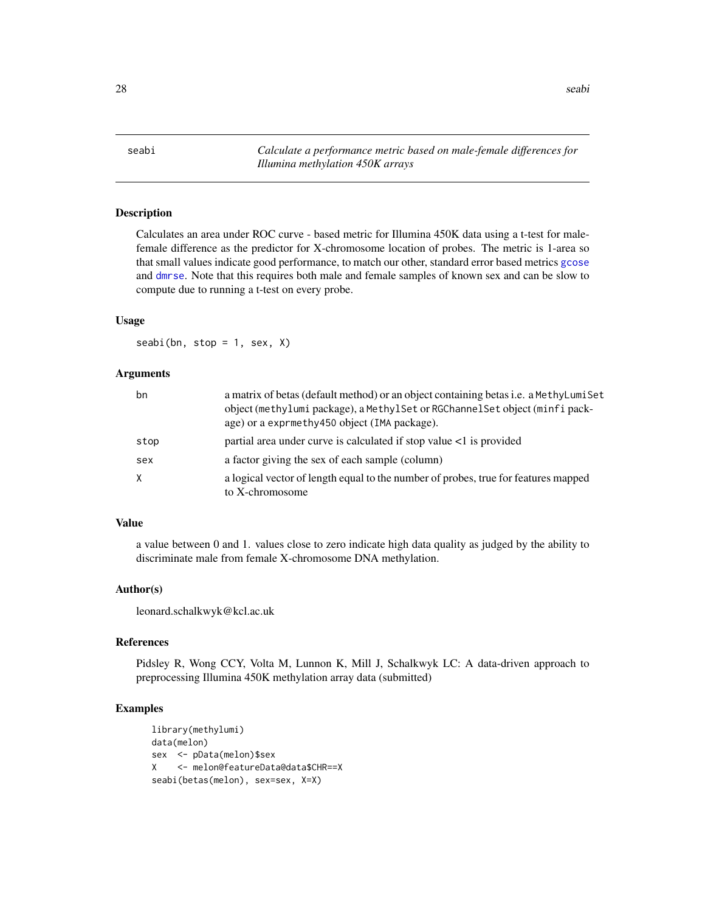# seabi — *Calculate a performance metric based on male-female differences for Illumina methylation 450K arrays*

## Description

Calculates an area under ROC curve - based metric for Illumina 450K data using a t-test for male-female difference as the predictor for X-chromosome location of probes. The metric is 1-area so that small values indicate good performance, to match our other, standard error based metrics gcose and dmrse. Note that this requires both male and female samples of known sex and can be slow to compute due to running a t-test on every probe.

## Usage

```
seabi(bn, stop = 1, sex, X)
```

## Arguments

| | |
|---|---|
| bn | a matrix of betas (default method) or an object containing betas i.e. a MethyLumiSet object (methylumi package), a MethylSet or RGChannelSet object (minfi package) or a exprmethy450 object (IMA package). |
| stop | partial area under curve is calculated if stop value <1 is provided |
| sex | a factor giving the sex of each sample (column) |
| X | a logical vector of length equal to the number of probes, true for features mapped to X-chromosome |

## Value

a value between 0 and 1. values close to zero indicate high data quality as judged by the ability to discriminate male from female X-chromosome DNA methylation.

## Author(s)

leonard.schalkwyk@kcl.ac.uk

## References

Pidsley R, Wong CCY, Volta M, Lunnon K, Mill J, Schalkwyk LC: A data-driven approach to preprocessing Illumina 450K methylation array data (submitted)

## Examples

```
library(methylumi)
data(melon)
sex  <- pData(melon)$sex
X    <- melon@featureData@data$CHR==X
seabi(betas(melon), sex=sex, X=X)
```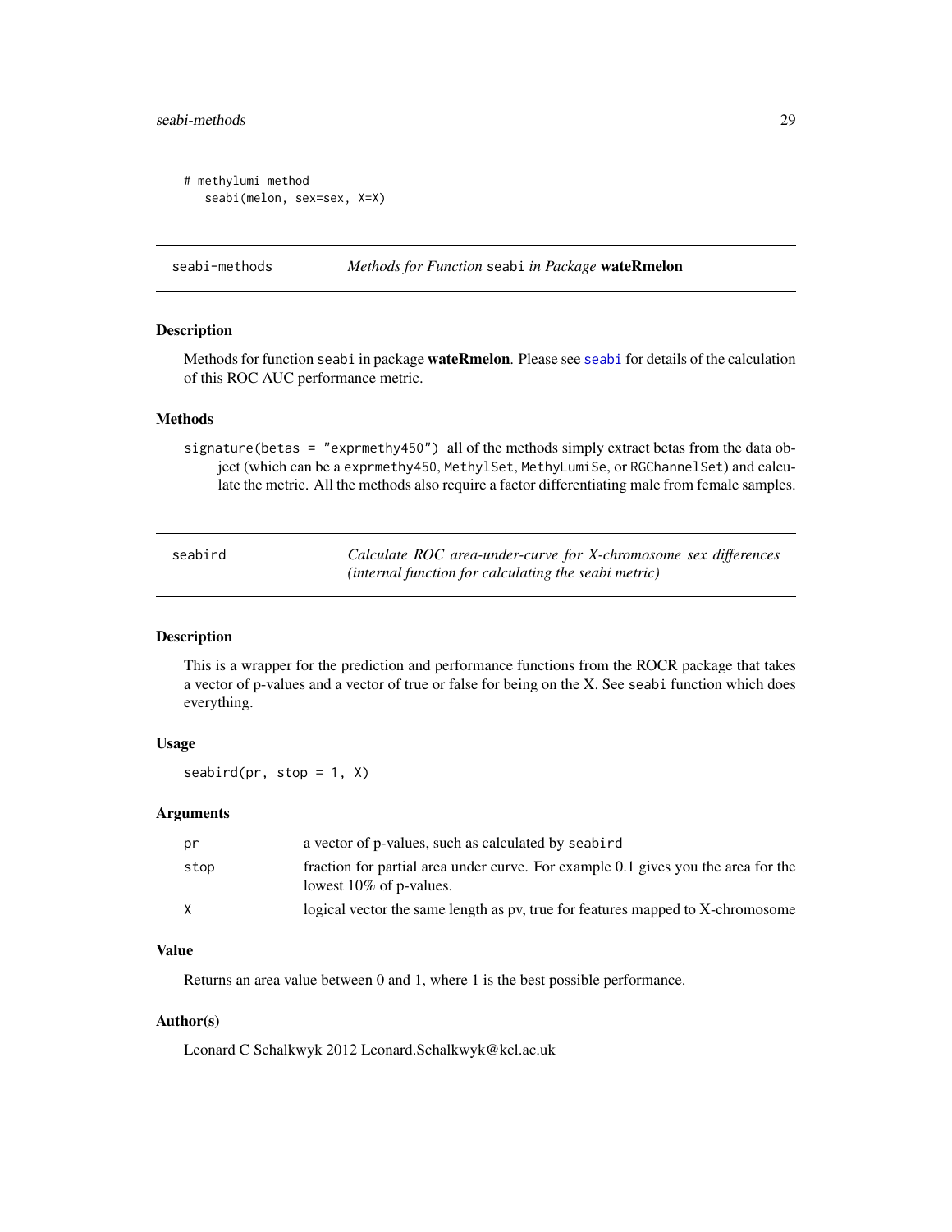```
# methylumi method
   seabi(melon, sex=sex, X=X)
```

## seabi-methods — *Methods for Function* seabi *in Package* **wateRmelon**

### Description

Methods for function seabi in package **wateRmelon**. Please see seabi for details of the calculation of this ROC AUC performance metric.

### Methods

signature(betas = "exprmethy450") all of the methods simply extract betas from the data object (which can be a exprmethy450, MethylSet, MethyLumiSe, or RGChannelSet) and calculate the metric. All the methods also require a factor differentiating male from female samples.

## seabird — *Calculate ROC area-under-curve for X-chromosome sex differences (internal function for calculating the seabi metric)*

### Description

This is a wrapper for the prediction and performance functions from the ROCR package that takes a vector of p-values and a vector of true or false for being on the X. See seabi function which does everything.

### Usage

```
seabird(pr, stop = 1, X)
```

### Arguments

| | |
|---|---|
| pr | a vector of p-values, such as calculated by seabird |
| stop | fraction for partial area under curve. For example 0.1 gives you the area for the lowest 10% of p-values. |
| X | logical vector the same length as pv, true for features mapped to X-chromosome |

### Value

Returns an area value between 0 and 1, where 1 is the best possible performance.

### Author(s)

Leonard C Schalkwyk 2012 Leonard.Schalkwyk@kcl.ac.uk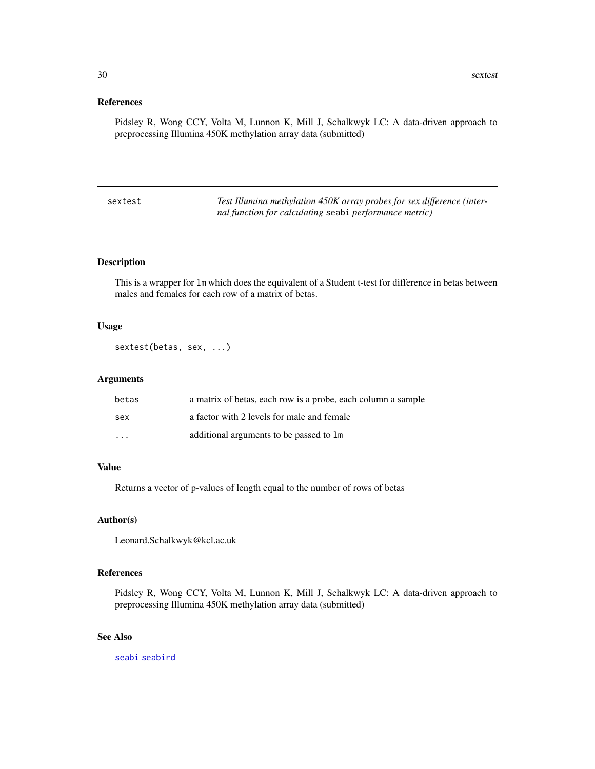## References

Pidsley R, Wong CCY, Volta M, Lunnon K, Mill J, Schalkwyk LC: A data-driven approach to preprocessing Illumina 450K methylation array data (submitted)

---

# sextest — *Test Illumina methylation 450K array probes for sex difference (internal function for calculating* `seabi` *performance metric)*

---

## Description

This is a wrapper for `lm` which does the equivalent of a Student t-test for difference in betas between males and females for each row of a matrix of betas.

## Usage

```
sextest(betas, sex, ...)
```

## Arguments

| | |
|---|---|
| `betas` | a matrix of betas, each row is a probe, each column a sample |
| `sex` | a factor with 2 levels for male and female |
| `...` | additional arguments to be passed to `lm` |

## Value

Returns a vector of p-values of length equal to the number of rows of betas

## Author(s)

Leonard.Schalkwyk@kcl.ac.uk

## References

Pidsley R, Wong CCY, Volta M, Lunnon K, Mill J, Schalkwyk LC: A data-driven approach to preprocessing Illumina 450K methylation array data (submitted)

## See Also

`seabi` `seabird`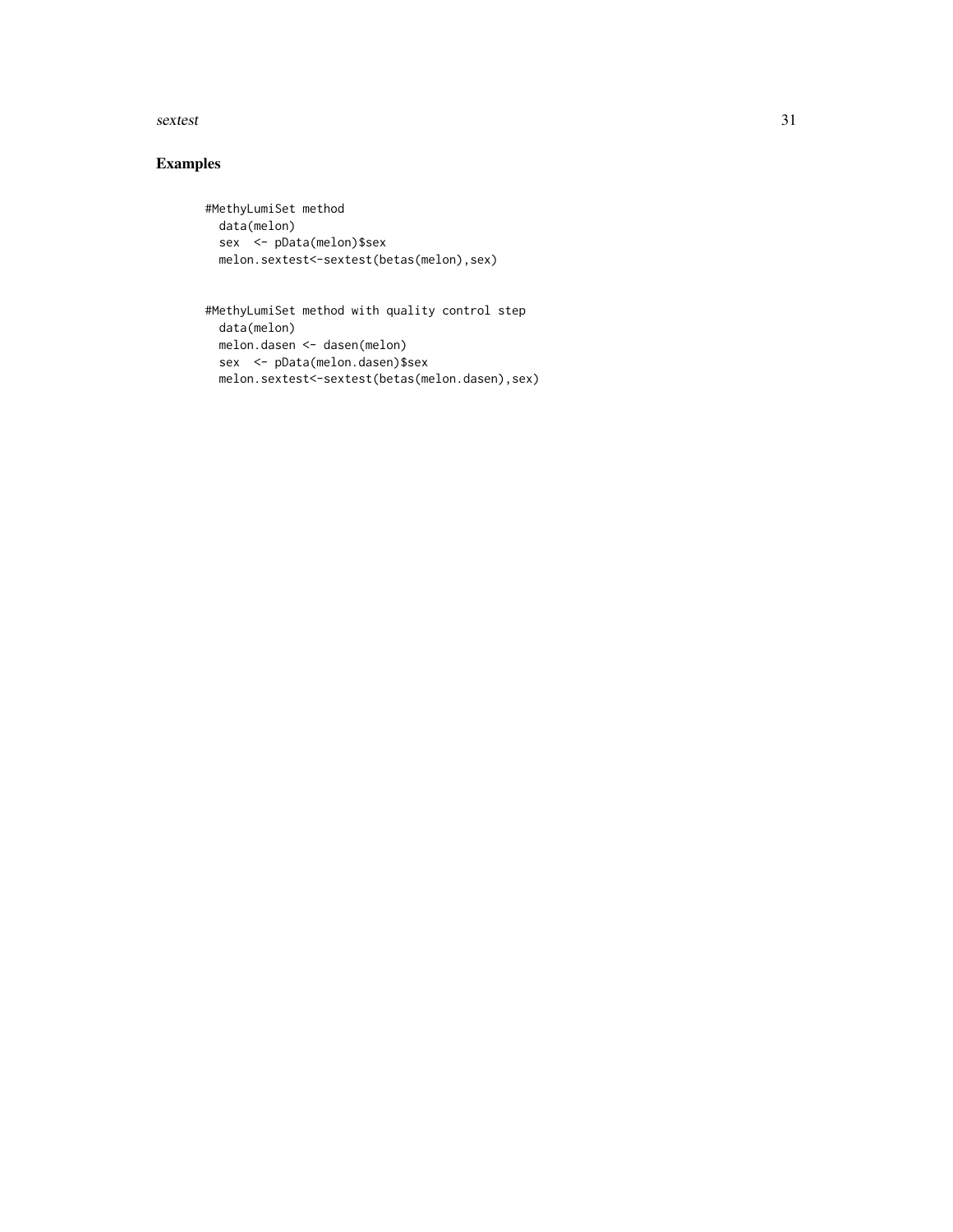## Examples

```
#MethyLumiSet method
  data(melon)
  sex  <- pData(melon)$sex
  melon.sextest<-sextest(betas(melon),sex)


#MethyLumiSet method with quality control step
  data(melon)
  melon.dasen <- dasen(melon)
  sex  <- pData(melon.dasen)$sex
  melon.sextest<-sextest(betas(melon.dasen),sex)
```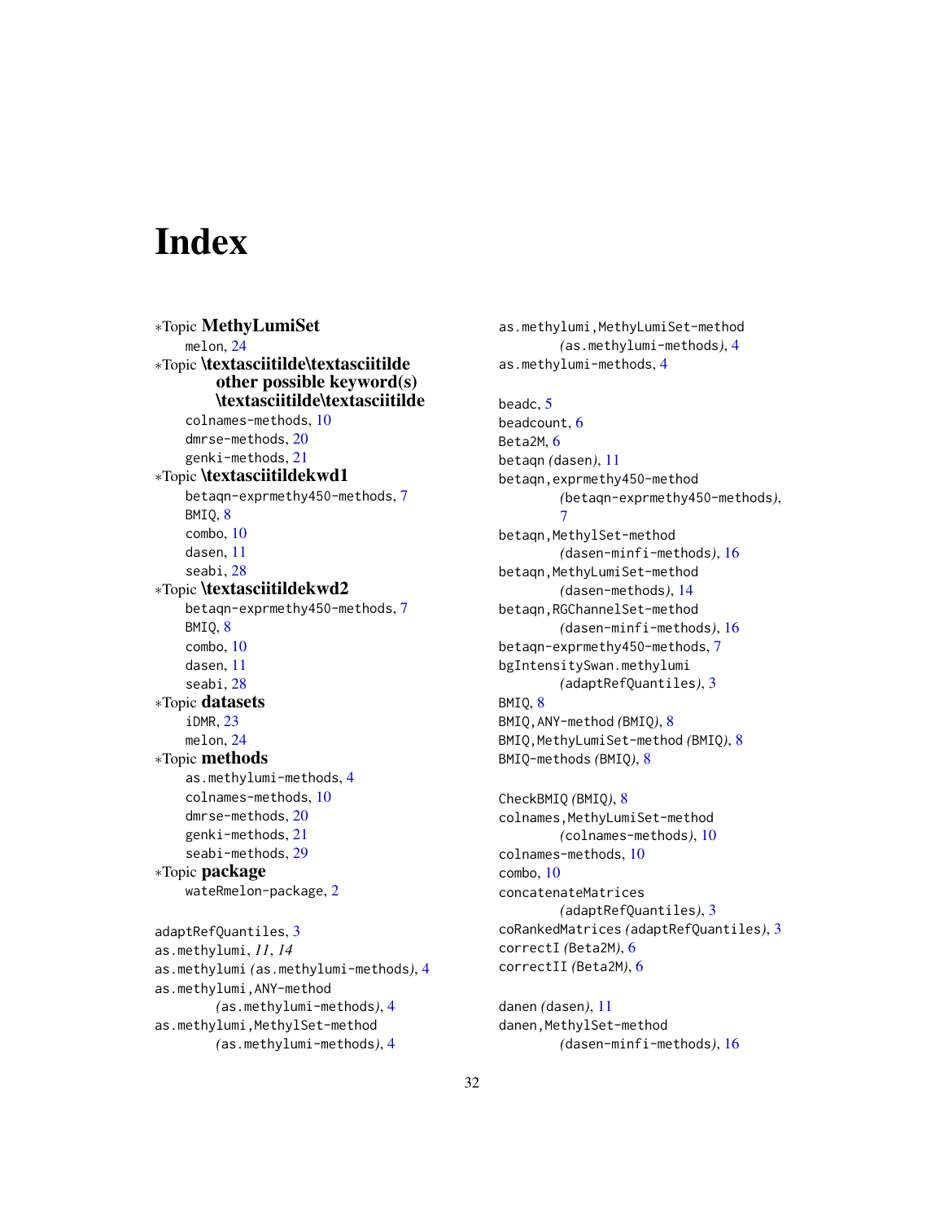# Index

∗Topic **MethyLumiSet**
- melon, 24

∗Topic **\textasciitilde\textasciitilde other possible keyword(s) \textasciitilde\textasciitilde**
- colnames-methods, 10
- dmrse-methods, 20
- genki-methods, 21

∗Topic **\textasciitildekwd1**
- betaqn-exprmethy450-methods, 7
- BMIQ, 8
- combo, 10
- dasen, 11
- seabi, 28

∗Topic **\textasciitildekwd2**
- betaqn-exprmethy450-methods, 7
- BMIQ, 8
- combo, 10
- dasen, 11
- seabi, 28

∗Topic **datasets**
- iDMR, 23
- melon, 24

∗Topic **methods**
- as.methylumi-methods, 4
- colnames-methods, 10
- dmrse-methods, 20
- genki-methods, 21
- seabi-methods, 29

∗Topic **package**
- wateRmelon-package, 2

adaptRefQuantiles, 3
as.methylumi, *11*, *14*
as.methylumi *(as.methylumi-methods)*, 4
as.methylumi,ANY-method *(as.methylumi-methods)*, 4
as.methylumi,MethylSet-method *(as.methylumi-methods)*, 4
as.methylumi,MethyLumiSet-method *(as.methylumi-methods)*, 4
as.methylumi-methods, 4

beadc, 5
beadcount, 6
Beta2M, 6
betaqn *(dasen)*, 11
betaqn,exprmethy450-method *(betaqn-exprmethy450-methods)*, 7
betaqn,MethylSet-method *(dasen-minfi-methods)*, 16
betaqn,MethyLumiSet-method *(dasen-methods)*, 14
betaqn,RGChannelSet-method *(dasen-minfi-methods)*, 16
betaqn-exprmethy450-methods, 7
bgIntensitySwan.methylumi *(adaptRefQuantiles)*, 3
BMIQ, 8
BMIQ,ANY-method *(BMIQ)*, 8
BMIQ,MethyLumiSet-method *(BMIQ)*, 8
BMIQ-methods *(BMIQ)*, 8

CheckBMIQ *(BMIQ)*, 8
colnames,MethyLumiSet-method *(colnames-methods)*, 10
colnames-methods, 10
combo, 10
concatenateMatrices *(adaptRefQuantiles)*, 3
coRankedMatrices *(adaptRefQuantiles)*, 3
correctI *(Beta2M)*, 6
correctII *(Beta2M)*, 6

danen *(dasen)*, 11
danen,MethylSet-method *(dasen-minfi-methods)*, 16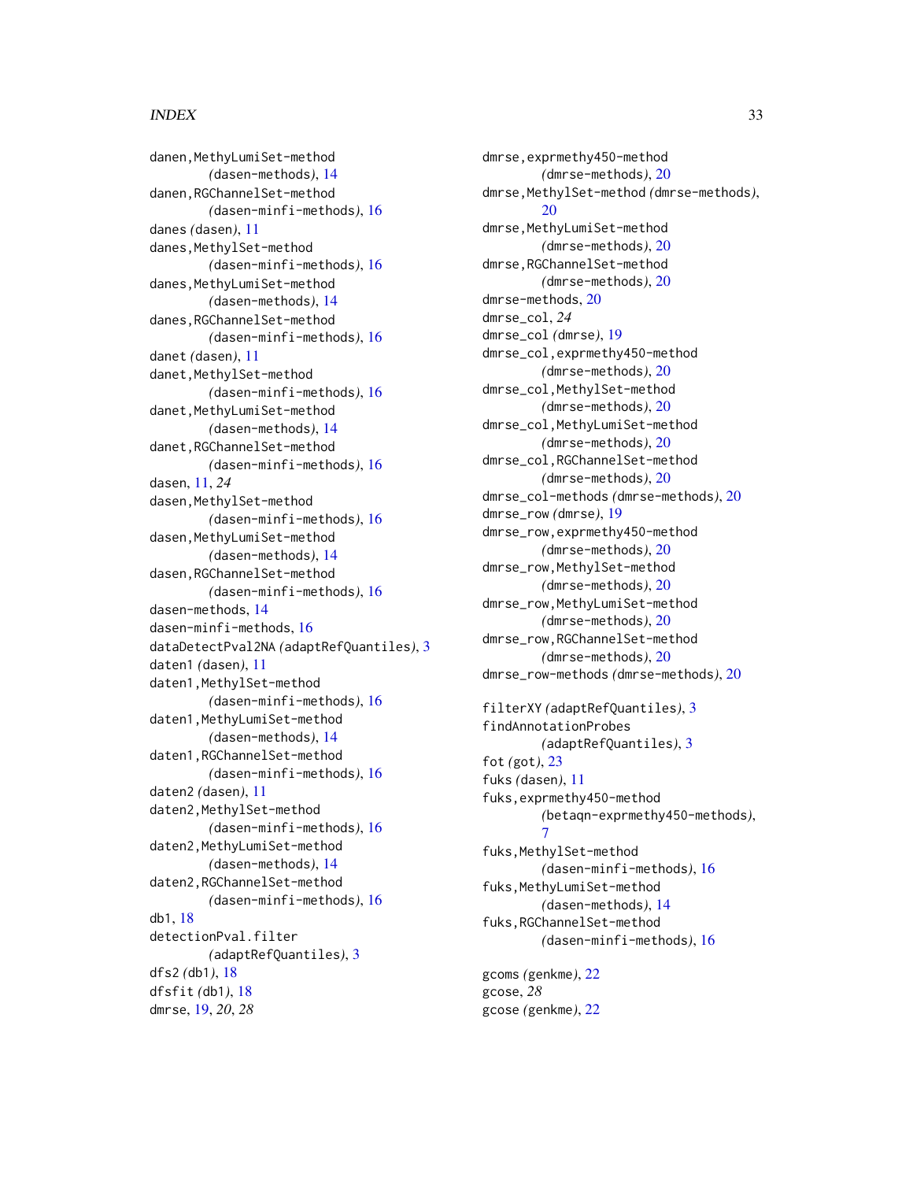danen,MethyLumiSet-method
*(dasen-methods)*, 14
danen,RGChannelSet-method
*(dasen-minfi-methods)*, 16
danes *(dasen)*, 11
danes,MethylSet-method
*(dasen-minfi-methods)*, 16
danes,MethyLumiSet-method
*(dasen-methods)*, 14
danes,RGChannelSet-method
*(dasen-minfi-methods)*, 16
danet *(dasen)*, 11
danet,MethylSet-method
*(dasen-minfi-methods)*, 16
danet,MethyLumiSet-method
*(dasen-methods)*, 14
danet,RGChannelSet-method
*(dasen-minfi-methods)*, 16
dasen, 11, *24*
dasen,MethylSet-method
*(dasen-minfi-methods)*, 16
dasen,MethyLumiSet-method
*(dasen-methods)*, 14
dasen,RGChannelSet-method
*(dasen-minfi-methods)*, 16
dasen-methods, 14
dasen-minfi-methods, 16
dataDetectPval2NA *(adaptRefQuantiles)*, 3
daten1 *(dasen)*, 11
daten1,MethylSet-method
*(dasen-minfi-methods)*, 16
daten1,MethyLumiSet-method
*(dasen-methods)*, 14
daten1,RGChannelSet-method
*(dasen-minfi-methods)*, 16
daten2 *(dasen)*, 11
daten2,MethylSet-method
*(dasen-minfi-methods)*, 16
daten2,MethyLumiSet-method
*(dasen-methods)*, 14
daten2,RGChannelSet-method
*(dasen-minfi-methods)*, 16
db1, 18
detectionPval.filter
*(adaptRefQuantiles)*, 3
dfs2 *(db1)*, 18
dfsfit *(db1)*, 18
dmrse, 19, *20*, *28*
dmrse,exprmethy450-method
*(dmrse-methods)*, 20
dmrse,MethylSet-method *(dmrse-methods)*, 20
dmrse,MethyLumiSet-method
*(dmrse-methods)*, 20
dmrse,RGChannelSet-method
*(dmrse-methods)*, 20
dmrse-methods, 20
dmrse_col, *24*
dmrse_col *(dmrse)*, 19
dmrse_col,exprmethy450-method
*(dmrse-methods)*, 20
dmrse_col,MethylSet-method
*(dmrse-methods)*, 20
dmrse_col,MethyLumiSet-method
*(dmrse-methods)*, 20
dmrse_col,RGChannelSet-method
*(dmrse-methods)*, 20
dmrse_col-methods *(dmrse-methods)*, 20
dmrse_row *(dmrse)*, 19
dmrse_row,exprmethy450-method
*(dmrse-methods)*, 20
dmrse_row,MethylSet-method
*(dmrse-methods)*, 20
dmrse_row,MethyLumiSet-method
*(dmrse-methods)*, 20
dmrse_row,RGChannelSet-method
*(dmrse-methods)*, 20
dmrse_row-methods *(dmrse-methods)*, 20

filterXY *(adaptRefQuantiles)*, 3
findAnnotationProbes
*(adaptRefQuantiles)*, 3
fot *(got)*, 23
fuks *(dasen)*, 11
fuks,exprmethy450-method
*(betaqn-exprmethy450-methods)*, 7
fuks,MethylSet-method
*(dasen-minfi-methods)*, 16
fuks,MethyLumiSet-method
*(dasen-methods)*, 14
fuks,RGChannelSet-method
*(dasen-minfi-methods)*, 16

gcoms *(genkme)*, 22
gcose, *28*
gcose *(genkme)*, 22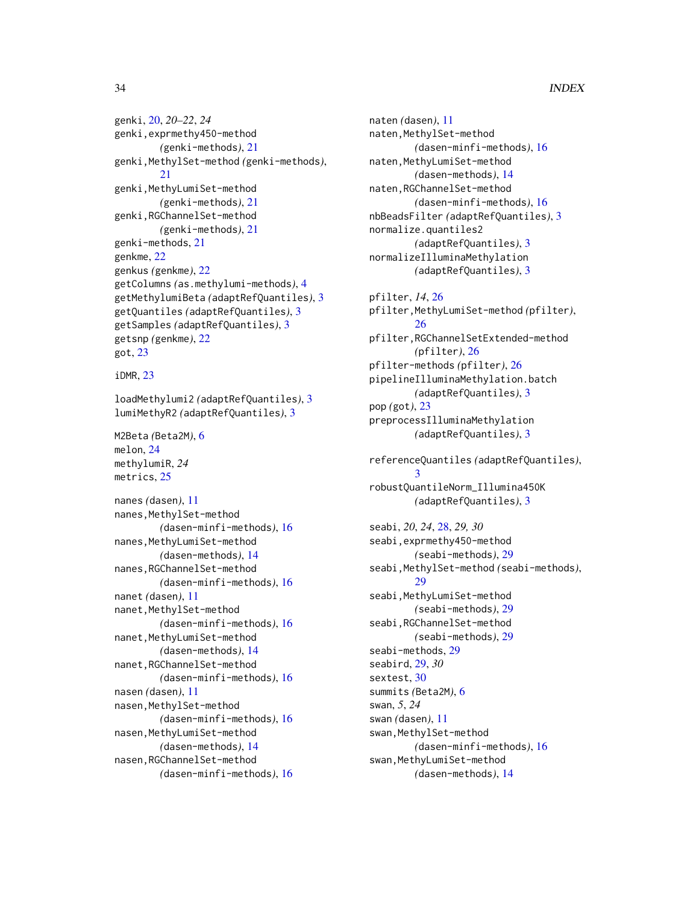genki, 20, *20–22*, *24*
genki,exprmethy450-method *(genki-methods)*, 21
genki,MethylSet-method *(genki-methods)*, 21
genki,MethyLumiSet-method *(genki-methods)*, 21
genki,RGChannelSet-method *(genki-methods)*, 21
genki-methods, 21
genkme, 22
genkus *(genkme)*, 22
getColumns *(as.methylumi-methods)*, 4
getMethylumiBeta *(adaptRefQuantiles)*, 3
getQuantiles *(adaptRefQuantiles)*, 3
getSamples *(adaptRefQuantiles)*, 3
getsnp *(genkme)*, 22
got, 23

iDMR, 23

loadMethylumi2 *(adaptRefQuantiles)*, 3
lumiMethyR2 *(adaptRefQuantiles)*, 3

M2Beta *(Beta2M)*, 6
melon, 24
methylumiR, *24*
metrics, 25

nanes *(dasen)*, 11
nanes,MethylSet-method *(dasen-minfi-methods)*, 16
nanes,MethyLumiSet-method *(dasen-methods)*, 14
nanes,RGChannelSet-method *(dasen-minfi-methods)*, 16
nanet *(dasen)*, 11
nanet,MethylSet-method *(dasen-minfi-methods)*, 16
nanet,MethyLumiSet-method *(dasen-methods)*, 14
nanet,RGChannelSet-method *(dasen-minfi-methods)*, 16
nasen *(dasen)*, 11
nasen,MethylSet-method *(dasen-minfi-methods)*, 16
nasen,MethyLumiSet-method *(dasen-methods)*, 14
nasen,RGChannelSet-method *(dasen-minfi-methods)*, 16
naten *(dasen)*, 11
naten,MethylSet-method *(dasen-minfi-methods)*, 16
naten,MethyLumiSet-method *(dasen-methods)*, 14
naten,RGChannelSet-method *(dasen-minfi-methods)*, 16
nbBeadsFilter *(adaptRefQuantiles)*, 3
normalize.quantiles2 *(adaptRefQuantiles)*, 3
normalizeIlluminaMethylation *(adaptRefQuantiles)*, 3

pfilter, *14*, 26
pfilter,MethyLumiSet-method *(pfilter)*, 26
pfilter,RGChannelSetExtended-method *(pfilter)*, 26
pfilter-methods *(pfilter)*, 26
pipelineIlluminaMethylation.batch *(adaptRefQuantiles)*, 3
pop *(got)*, 23
preprocessIlluminaMethylation *(adaptRefQuantiles)*, 3

referenceQuantiles *(adaptRefQuantiles)*, 3
robustQuantileNorm_Illumina450K *(adaptRefQuantiles)*, 3

seabi, *20*, *24*, 28, *29*, *30*
seabi,exprmethy450-method *(seabi-methods)*, 29
seabi,MethylSet-method *(seabi-methods)*, 29
seabi,MethyLumiSet-method *(seabi-methods)*, 29
seabi,RGChannelSet-method *(seabi-methods)*, 29
seabi-methods, 29
seabird, 29, *30*
sextest, 30
summits *(Beta2M)*, 6
swan, *5*, *24*
swan *(dasen)*, 11
swan,MethylSet-method *(dasen-minfi-methods)*, 16
swan,MethyLumiSet-method *(dasen-methods)*, 14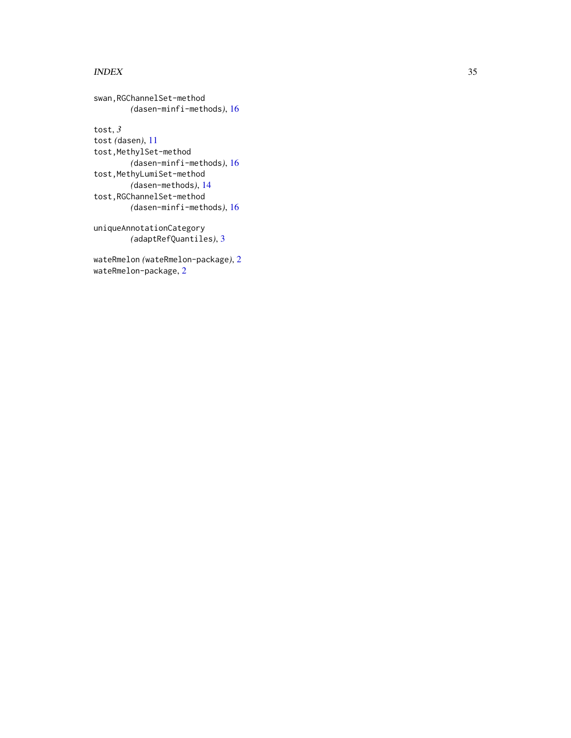swan,RGChannelSet-method
        *(*dasen-minfi-methods*)*, 16

tost, *3*
tost *(*dasen*)*, 11
tost,MethylSet-method
        *(*dasen-minfi-methods*)*, 16
tost,MethyLumiSet-method
        *(*dasen-methods*)*, 14
tost,RGChannelSet-method
        *(*dasen-minfi-methods*)*, 16

uniqueAnnotationCategory
        *(*adaptRefQuantiles*)*, 3

wateRmelon *(*wateRmelon-package*)*, 2
wateRmelon-package, 2